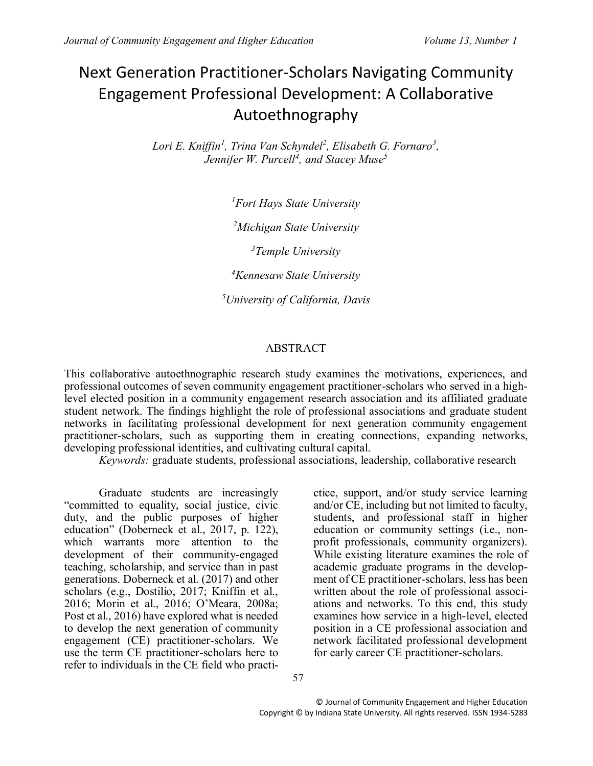# Next Generation Practitioner-Scholars Navigating Community Engagement Professional Development: A Collaborative Autoethnography

*Lori E. Kniffin[1], Trina Van Schyndel[2], Elisabeth G. Fornaro[3], Jennifer W. Purcell[4], and Stacey Muse[5]*

[1]*Fort Hays State University*

[2]*Michigan State University*

[3]*Temple University*

[4]*Kennesaw State University*

[5]*University of California, Davis*

## ABSTRACT

This collaborative autoethnographic research study examines the motivations, experiences, and professional outcomes of seven community engagement practitioner-scholars who served in a high-level elected position in a community engagement research association and its affiliated graduate student network. The findings highlight the role of professional associations and graduate student networks in facilitating professional development for next generation community engagement practitioner-scholars, such as supporting them in creating connections, expanding networks, developing professional identities, and cultivating cultural capital.

*Keywords:* graduate students, professional associations, leadership, collaborative research

Graduate students are increasingly "committed to equality, social justice, civic duty, and the public purposes of higher education" (Doberneck et al., 2017, p. 122), which warrants more attention to the development of their community-engaged teaching, scholarship, and service than in past generations. Doberneck et al. (2017) and other scholars (e.g., Dostilio, 2017; Kniffin et al., 2016; Morin et al., 2016; O'Meara, 2008a; Post et al., 2016) have explored what is needed to develop the next generation of community engagement (CE) practitioner-scholars. We use the term CE practitioner-scholars here to refer to individuals in the CE field who practice, support, and/or study service learning and/or CE, including but not limited to faculty, students, and professional staff in higher education or community settings (i.e., non-profit professionals, community organizers). While existing literature examines the role of academic graduate programs in the development of CE practitioner-scholars, less has been written about the role of professional associations and networks. To this end, this study examines how service in a high-level, elected position in a CE professional association and network facilitated professional development for early career CE practitioner-scholars.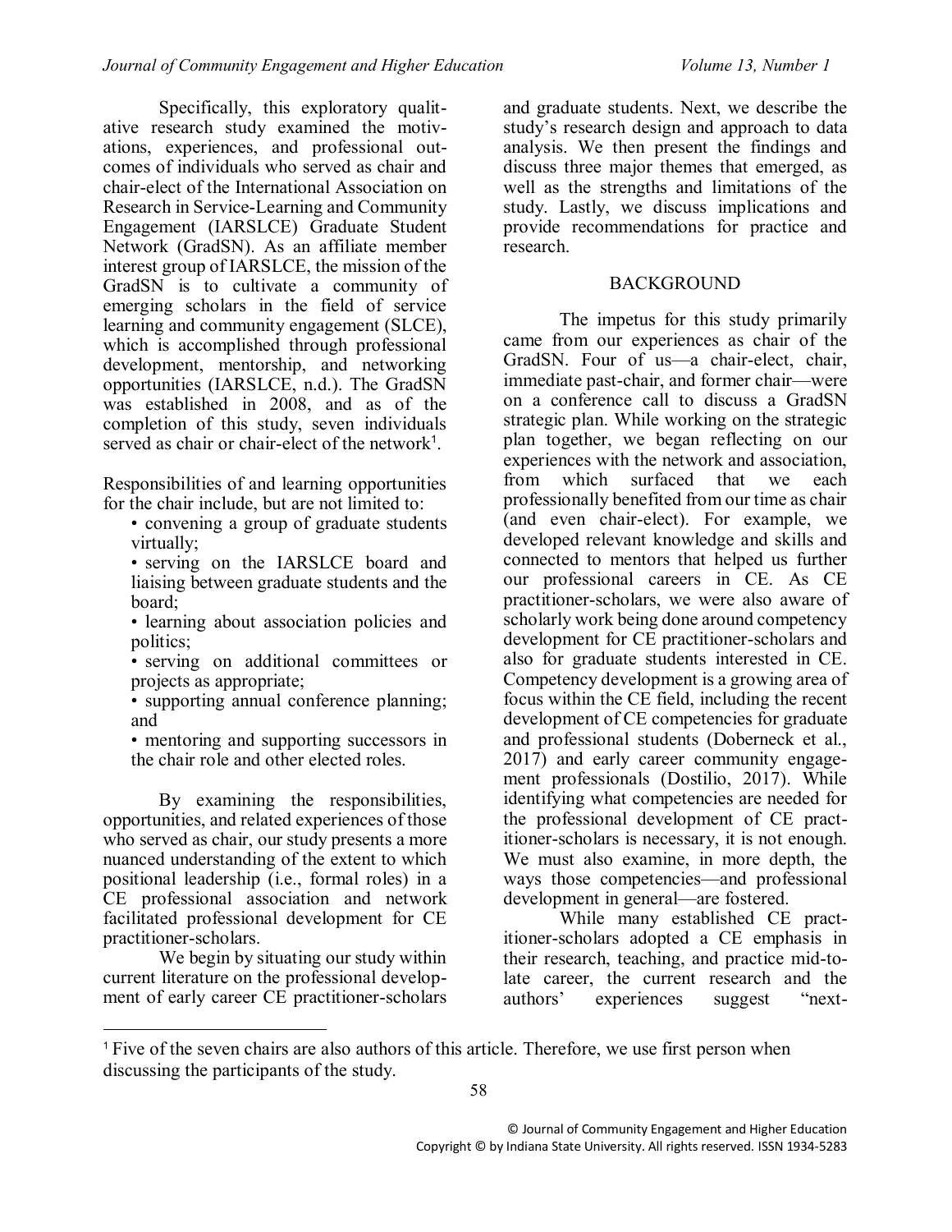Specifically, this exploratory qualitative research study examined the motivations, experiences, and professional outcomes of individuals who served as chair and chair-elect of the International Association on Research in Service-Learning and Community Engagement (IARSLCE) Graduate Student Network (GradSN). As an affiliate member interest group of IARSLCE, the mission of the GradSN is to cultivate a community of emerging scholars in the field of service learning and community engagement (SLCE), which is accomplished through professional development, mentorship, and networking opportunities (IARSLCE, n.d.). The GradSN was established in 2008, and as of the completion of this study, seven individuals served as chair or chair-elect of the network[1].

Responsibilities of and learning opportunities for the chair include, but are not limited to:

- convening a group of graduate students virtually;
- serving on the IARSLCE board and liaising between graduate students and the board;
- learning about association policies and politics;
- serving on additional committees or projects as appropriate;
- supporting annual conference planning; and
- mentoring and supporting successors in the chair role and other elected roles.

By examining the responsibilities, opportunities, and related experiences of those who served as chair, our study presents a more nuanced understanding of the extent to which positional leadership (i.e., formal roles) in a CE professional association and network facilitated professional development for CE practitioner-scholars.

We begin by situating our study within current literature on the professional development of early career CE practitioner-scholars and graduate students. Next, we describe the study's research design and approach to data analysis. We then present the findings and discuss three major themes that emerged, as well as the strengths and limitations of the study. Lastly, we discuss implications and provide recommendations for practice and research.

## BACKGROUND

The impetus for this study primarily came from our experiences as chair of the GradSN. Four of us—a chair-elect, chair, immediate past-chair, and former chair—were on a conference call to discuss a GradSN strategic plan. While working on the strategic plan together, we began reflecting on our experiences with the network and association, from which surfaced that we each professionally benefited from our time as chair (and even chair-elect). For example, we developed relevant knowledge and skills and connected to mentors that helped us further our professional careers in CE. As CE practitioner-scholars, we were also aware of scholarly work being done around competency development for CE practitioner-scholars and also for graduate students interested in CE. Competency development is a growing area of focus within the CE field, including the recent development of CE competencies for graduate and professional students (Doberneck et al., 2017) and early career community engagement professionals (Dostilio, 2017). While identifying what competencies are needed for the professional development of CE practitioner-scholars is necessary, it is not enough. We must also examine, in more depth, the ways those competencies—and professional development in general—are fostered.

While many established CE practitioner-scholars adopted a CE emphasis in their research, teaching, and practice mid-to-late career, the current research and the authors' experiences suggest "next-

[1] Five of the seven chairs are also authors of this article. Therefore, we use first person when discussing the participants of the study.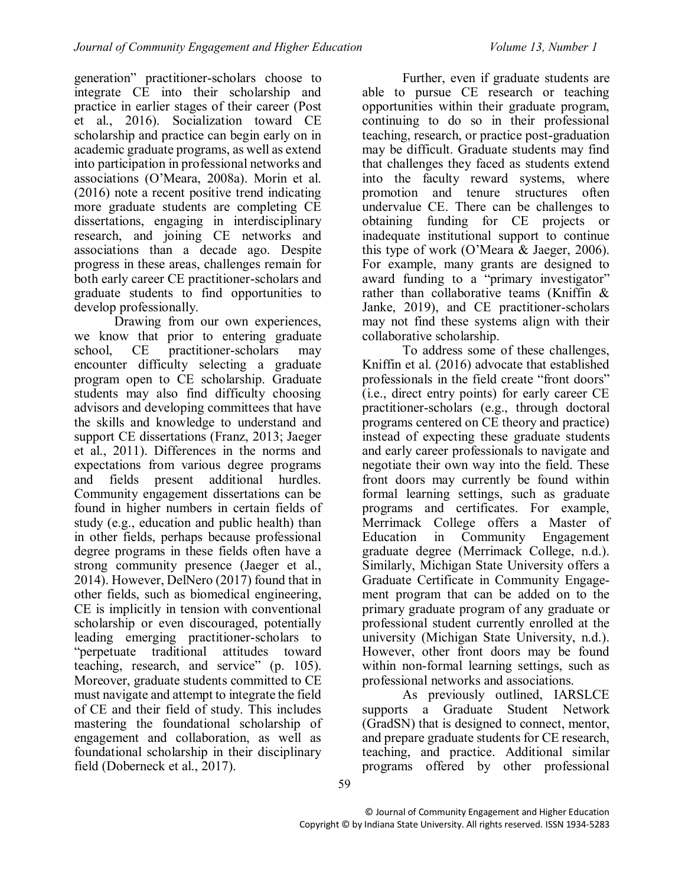generation" practitioner-scholars choose to integrate CE into their scholarship and practice in earlier stages of their career (Post et al., 2016). Socialization toward CE scholarship and practice can begin early on in academic graduate programs, as well as extend into participation in professional networks and associations (O'Meara, 2008a). Morin et al. (2016) note a recent positive trend indicating more graduate students are completing CE dissertations, engaging in interdisciplinary research, and joining CE networks and associations than a decade ago. Despite progress in these areas, challenges remain for both early career CE practitioner-scholars and graduate students to find opportunities to develop professionally.

Drawing from our own experiences, we know that prior to entering graduate school, CE practitioner-scholars may encounter difficulty selecting a graduate program open to CE scholarship. Graduate students may also find difficulty choosing advisors and developing committees that have the skills and knowledge to understand and support CE dissertations (Franz, 2013; Jaeger et al., 2011). Differences in the norms and expectations from various degree programs and fields present additional hurdles. Community engagement dissertations can be found in higher numbers in certain fields of study (e.g., education and public health) than in other fields, perhaps because professional degree programs in these fields often have a strong community presence (Jaeger et al., 2014). However, DelNero (2017) found that in other fields, such as biomedical engineering, CE is implicitly in tension with conventional scholarship or even discouraged, potentially leading emerging practitioner-scholars to "perpetuate traditional attitudes toward teaching, research, and service" (p. 105). Moreover, graduate students committed to CE must navigate and attempt to integrate the field of CE and their field of study. This includes mastering the foundational scholarship of engagement and collaboration, as well as foundational scholarship in their disciplinary field (Doberneck et al., 2017).

Further, even if graduate students are able to pursue CE research or teaching opportunities within their graduate program, continuing to do so in their professional teaching, research, or practice post-graduation may be difficult. Graduate students may find that challenges they faced as students extend into the faculty reward systems, where promotion and tenure structures often undervalue CE. There can be challenges to obtaining funding for CE projects or inadequate institutional support to continue this type of work (O'Meara & Jaeger, 2006). For example, many grants are designed to award funding to a "primary investigator" rather than collaborative teams (Kniffin & Janke, 2019), and CE practitioner-scholars may not find these systems align with their collaborative scholarship.

To address some of these challenges, Kniffin et al. (2016) advocate that established professionals in the field create "front doors" (i.e., direct entry points) for early career CE practitioner-scholars (e.g., through doctoral programs centered on CE theory and practice) instead of expecting these graduate students and early career professionals to navigate and negotiate their own way into the field. These front doors may currently be found within formal learning settings, such as graduate programs and certificates. For example, Merrimack College offers a Master of Education in Community Engagement graduate degree (Merrimack College, n.d.). Similarly, Michigan State University offers a Graduate Certificate in Community Engagement program that can be added on to the primary graduate program of any graduate or professional student currently enrolled at the university (Michigan State University, n.d.). However, other front doors may be found within non-formal learning settings, such as professional networks and associations.

As previously outlined, IARSLCE supports a Graduate Student Network (GradSN) that is designed to connect, mentor, and prepare graduate students for CE research, teaching, and practice. Additional similar programs offered by other professional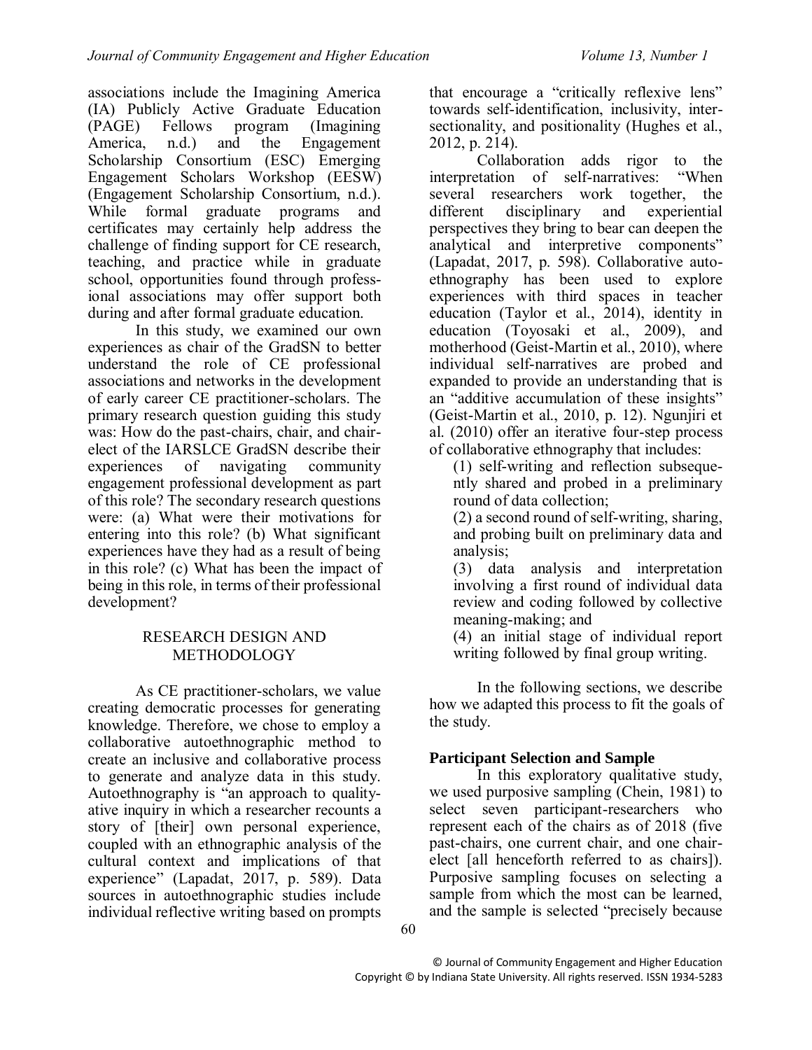associations include the Imagining America (IA) Publicly Active Graduate Education (PAGE) Fellows program (Imagining America, n.d.) and the Engagement Scholarship Consortium (ESC) Emerging Engagement Scholars Workshop (EESW) (Engagement Scholarship Consortium, n.d.). While formal graduate programs and certificates may certainly help address the challenge of finding support for CE research, teaching, and practice while in graduate school, opportunities found through professional associations may offer support both during and after formal graduate education.

In this study, we examined our own experiences as chair of the GradSN to better understand the role of CE professional associations and networks in the development of early career CE practitioner-scholars. The primary research question guiding this study was: How do the past-chairs, chair, and chair-elect of the IARSLCE GradSN describe their experiences of navigating community engagement professional development as part of this role? The secondary research questions were: (a) What were their motivations for entering into this role? (b) What significant experiences have they had as a result of being in this role? (c) What has been the impact of being in this role, in terms of their professional development?

## RESEARCH DESIGN AND METHODOLOGY

As CE practitioner-scholars, we value creating democratic processes for generating knowledge. Therefore, we chose to employ a collaborative autoethnographic method to create an inclusive and collaborative process to generate and analyze data in this study. Autoethnography is "an approach to qualitative inquiry in which a researcher recounts a story of [their] own personal experience, coupled with an ethnographic analysis of the cultural context and implications of that experience" (Lapadat, 2017, p. 589). Data sources in autoethnographic studies include individual reflective writing based on prompts that encourage a "critically reflexive lens" towards self-identification, inclusivity, intersectionality, and positionality (Hughes et al., 2012, p. 214).

Collaboration adds rigor to the interpretation of self-narratives: "When several researchers work together, the different disciplinary and experiential perspectives they bring to bear can deepen the analytical and interpretive components" (Lapadat, 2017, p. 598). Collaborative autoethnography has been used to explore experiences with third spaces in teacher education (Taylor et al., 2014), identity in education (Toyosaki et al., 2009), and motherhood (Geist-Martin et al., 2010), where individual self-narratives are probed and expanded to provide an understanding that is an "additive accumulation of these insights" (Geist-Martin et al., 2010, p. 12). Ngunjiri et al. (2010) offer an iterative four-step process of collaborative ethnography that includes:

(1) self-writing and reflection subsequently shared and probed in a preliminary round of data collection;
(2) a second round of self-writing, sharing, and probing built on preliminary data and analysis;
(3) data analysis and interpretation involving a first round of individual data review and coding followed by collective meaning-making; and
(4) an initial stage of individual report writing followed by final group writing.

In the following sections, we describe how we adapted this process to fit the goals of the study.

### Participant Selection and Sample

In this exploratory qualitative study, we used purposive sampling (Chein, 1981) to select seven participant-researchers who represent each of the chairs as of 2018 (five past-chairs, one current chair, and one chair-elect [all henceforth referred to as chairs]). Purposive sampling focuses on selecting a sample from which the most can be learned, and the sample is selected "precisely because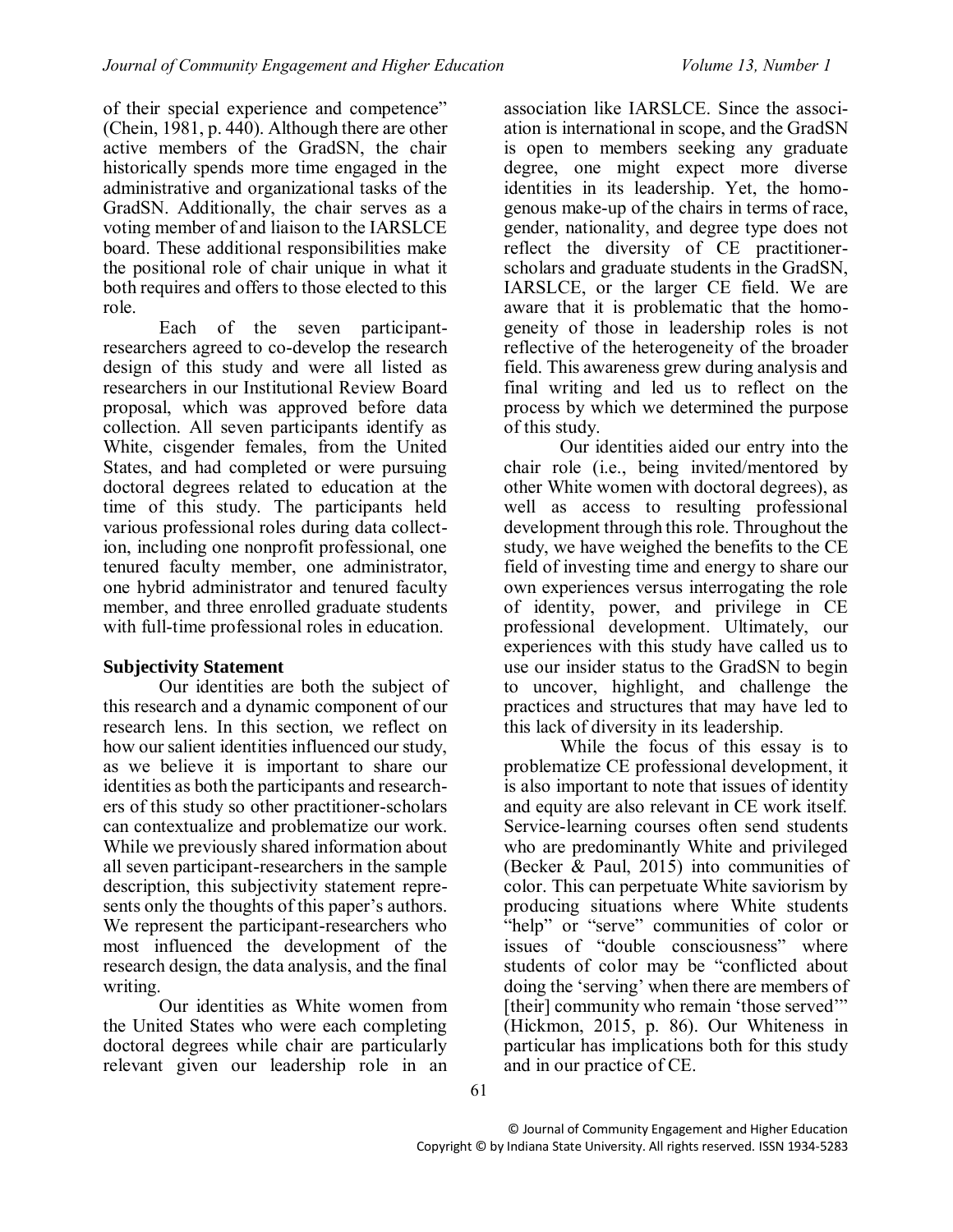of their special experience and competence" (Chein, 1981, p. 440). Although there are other active members of the GradSN, the chair historically spends more time engaged in the administrative and organizational tasks of the GradSN. Additionally, the chair serves as a voting member of and liaison to the IARSLCE board. These additional responsibilities make the positional role of chair unique in what it both requires and offers to those elected to this role.

Each of the seven participant-researchers agreed to co-develop the research design of this study and were all listed as researchers in our Institutional Review Board proposal, which was approved before data collection. All seven participants identify as White, cisgender females, from the United States, and had completed or were pursuing doctoral degrees related to education at the time of this study. The participants held various professional roles during data collection, including one nonprofit professional, one tenured faculty member, one administrator, one hybrid administrator and tenured faculty member, and three enrolled graduate students with full-time professional roles in education.

**Subjectivity Statement**

Our identities are both the subject of this research and a dynamic component of our research lens. In this section, we reflect on how our salient identities influenced our study, as we believe it is important to share our identities as both the participants and researchers of this study so other practitioner-scholars can contextualize and problematize our work. While we previously shared information about all seven participant-researchers in the sample description, this subjectivity statement represents only the thoughts of this paper's authors. We represent the participant-researchers who most influenced the development of the research design, the data analysis, and the final writing.

Our identities as White women from the United States who were each completing doctoral degrees while chair are particularly relevant given our leadership role in an association like IARSLCE. Since the association is international in scope, and the GradSN is open to members seeking any graduate degree, one might expect more diverse identities in its leadership. Yet, the homogenous make-up of the chairs in terms of race, gender, nationality, and degree type does not reflect the diversity of CE practitioner-scholars and graduate students in the GradSN, IARSLCE, or the larger CE field. We are aware that it is problematic that the homogeneity of those in leadership roles is not reflective of the heterogeneity of the broader field. This awareness grew during analysis and final writing and led us to reflect on the process by which we determined the purpose of this study.

Our identities aided our entry into the chair role (i.e., being invited/mentored by other White women with doctoral degrees), as well as access to resulting professional development through this role. Throughout the study, we have weighed the benefits to the CE field of investing time and energy to share our own experiences versus interrogating the role of identity, power, and privilege in CE professional development. Ultimately, our experiences with this study have called us to use our insider status to the GradSN to begin to uncover, highlight, and challenge the practices and structures that may have led to this lack of diversity in its leadership.

While the focus of this essay is to problematize CE professional development, it is also important to note that issues of identity and equity are also relevant in CE work itself. Service-learning courses often send students who are predominantly White and privileged (Becker & Paul, 2015) into communities of color. This can perpetuate White saviorism by producing situations where White students "help" or "serve" communities of color or issues of "double consciousness" where students of color may be "conflicted about doing the 'serving' when there are members of [their] community who remain 'those served'" (Hickmon, 2015, p. 86). Our Whiteness in particular has implications both for this study and in our practice of CE.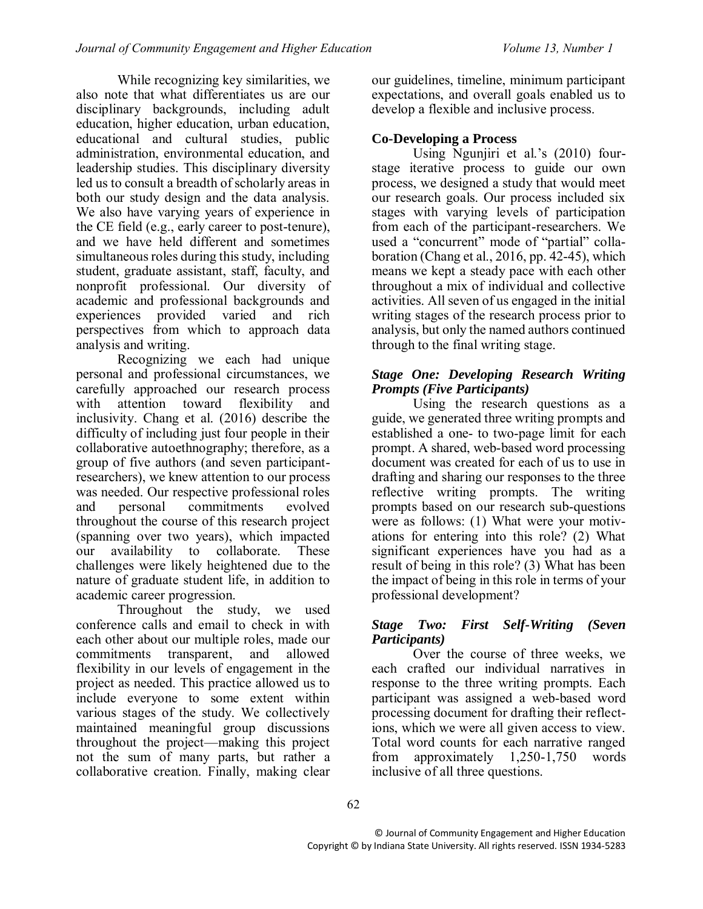While recognizing key similarities, we also note that what differentiates us are our disciplinary backgrounds, including adult education, higher education, urban education, educational and cultural studies, public administration, environmental education, and leadership studies. This disciplinary diversity led us to consult a breadth of scholarly areas in both our study design and the data analysis. We also have varying years of experience in the CE field (e.g., early career to post-tenure), and we have held different and sometimes simultaneous roles during this study, including student, graduate assistant, staff, faculty, and nonprofit professional. Our diversity of academic and professional backgrounds and experiences provided varied and rich perspectives from which to approach data analysis and writing.

Recognizing we each had unique personal and professional circumstances, we carefully approached our research process with attention toward flexibility and inclusivity. Chang et al. (2016) describe the difficulty of including just four people in their collaborative autoethnography; therefore, as a group of five authors (and seven participant-researchers), we knew attention to our process was needed. Our respective professional roles and personal commitments evolved throughout the course of this research project (spanning over two years), which impacted our availability to collaborate. These challenges were likely heightened due to the nature of graduate student life, in addition to academic career progression.

Throughout the study, we used conference calls and email to check in with each other about our multiple roles, made our commitments transparent, and allowed flexibility in our levels of engagement in the project as needed. This practice allowed us to include everyone to some extent within various stages of the study. We collectively maintained meaningful group discussions throughout the project—making this project not the sum of many parts, but rather a collaborative creation. Finally, making clear our guidelines, timeline, minimum participant expectations, and overall goals enabled us to develop a flexible and inclusive process.

## Co-Developing a Process

Using Ngunjiri et al.'s (2010) four-stage iterative process to guide our own process, we designed a study that would meet our research goals. Our process included six stages with varying levels of participation from each of the participant-researchers. We used a "concurrent" mode of "partial" collaboration (Chang et al., 2016, pp. 42-45), which means we kept a steady pace with each other throughout a mix of individual and collective activities. All seven of us engaged in the initial writing stages of the research process prior to analysis, but only the named authors continued through to the final writing stage.

### *Stage One: Developing Research Writing Prompts (Five Participants)*

Using the research questions as a guide, we generated three writing prompts and established a one- to two-page limit for each prompt. A shared, web-based word processing document was created for each of us to use in drafting and sharing our responses to the three reflective writing prompts. The writing prompts based on our research sub-questions were as follows: (1) What were your motivations for entering into this role? (2) What significant experiences have you had as a result of being in this role? (3) What has been the impact of being in this role in terms of your professional development?

### *Stage Two: First Self-Writing (Seven Participants)*

Over the course of three weeks, we each crafted our individual narratives in response to the three writing prompts. Each participant was assigned a web-based word processing document for drafting their reflections, which we were all given access to view. Total word counts for each narrative ranged from approximately 1,250-1,750 words inclusive of all three questions.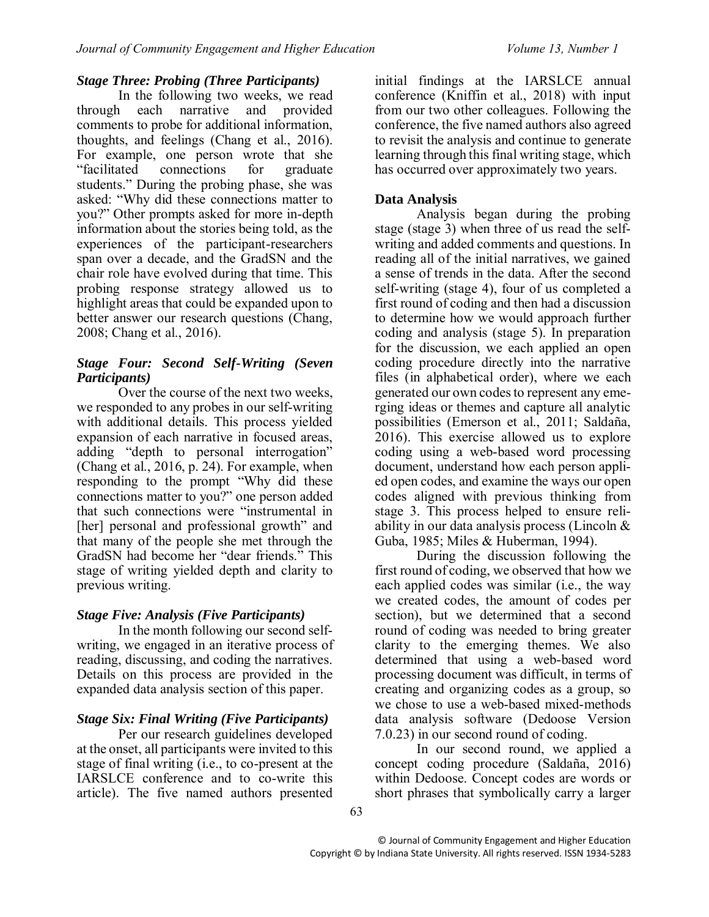### *Stage Three: Probing (Three Participants)*

In the following two weeks, we read through each narrative and provided comments to probe for additional information, thoughts, and feelings (Chang et al., 2016). For example, one person wrote that she "facilitated connections for graduate students." During the probing phase, she was asked: "Why did these connections matter to you?" Other prompts asked for more in-depth information about the stories being told, as the experiences of the participant-researchers span over a decade, and the GradSN and the chair role have evolved during that time. This probing response strategy allowed us to highlight areas that could be expanded upon to better answer our research questions (Chang, 2008; Chang et al., 2016).

### *Stage Four: Second Self-Writing (Seven Participants)*

Over the course of the next two weeks, we responded to any probes in our self-writing with additional details. This process yielded expansion of each narrative in focused areas, adding "depth to personal interrogation" (Chang et al., 2016, p. 24). For example, when responding to the prompt "Why did these connections matter to you?" one person added that such connections were "instrumental in [her] personal and professional growth" and that many of the people she met through the GradSN had become her "dear friends." This stage of writing yielded depth and clarity to previous writing.

### *Stage Five: Analysis (Five Participants)*

In the month following our second self-writing, we engaged in an iterative process of reading, discussing, and coding the narratives. Details on this process are provided in the expanded data analysis section of this paper.

### *Stage Six: Final Writing (Five Participants)*

Per our research guidelines developed at the onset, all participants were invited to this stage of final writing (i.e., to co-present at the IARSLCE conference and to co-write this article). The five named authors presented initial findings at the IARSLCE annual conference (Kniffin et al., 2018) with input from our two other colleagues. Following the conference, the five named authors also agreed to revisit the analysis and continue to generate learning through this final writing stage, which has occurred over approximately two years.

### **Data Analysis**

Analysis began during the probing stage (stage 3) when three of us read the self-writing and added comments and questions. In reading all of the initial narratives, we gained a sense of trends in the data. After the second self-writing (stage 4), four of us completed a first round of coding and then had a discussion to determine how we would approach further coding and analysis (stage 5). In preparation for the discussion, we each applied an open coding procedure directly into the narrative files (in alphabetical order), where we each generated our own codes to represent any emerging ideas or themes and capture all analytic possibilities (Emerson et al., 2011; Saldaña, 2016). This exercise allowed us to explore coding using a web-based word processing document, understand how each person applied open codes, and examine the ways our open codes aligned with previous thinking from stage 3. This process helped to ensure reliability in our data analysis process (Lincoln & Guba, 1985; Miles & Huberman, 1994).

During the discussion following the first round of coding, we observed that how we each applied codes was similar (i.e., the way we created codes, the amount of codes per section), but we determined that a second round of coding was needed to bring greater clarity to the emerging themes. We also determined that using a web-based word processing document was difficult, in terms of creating and organizing codes as a group, so we chose to use a web-based mixed-methods data analysis software (Dedoose Version 7.0.23) in our second round of coding.

In our second round, we applied a concept coding procedure (Saldaña, 2016) within Dedoose. Concept codes are words or short phrases that symbolically carry a larger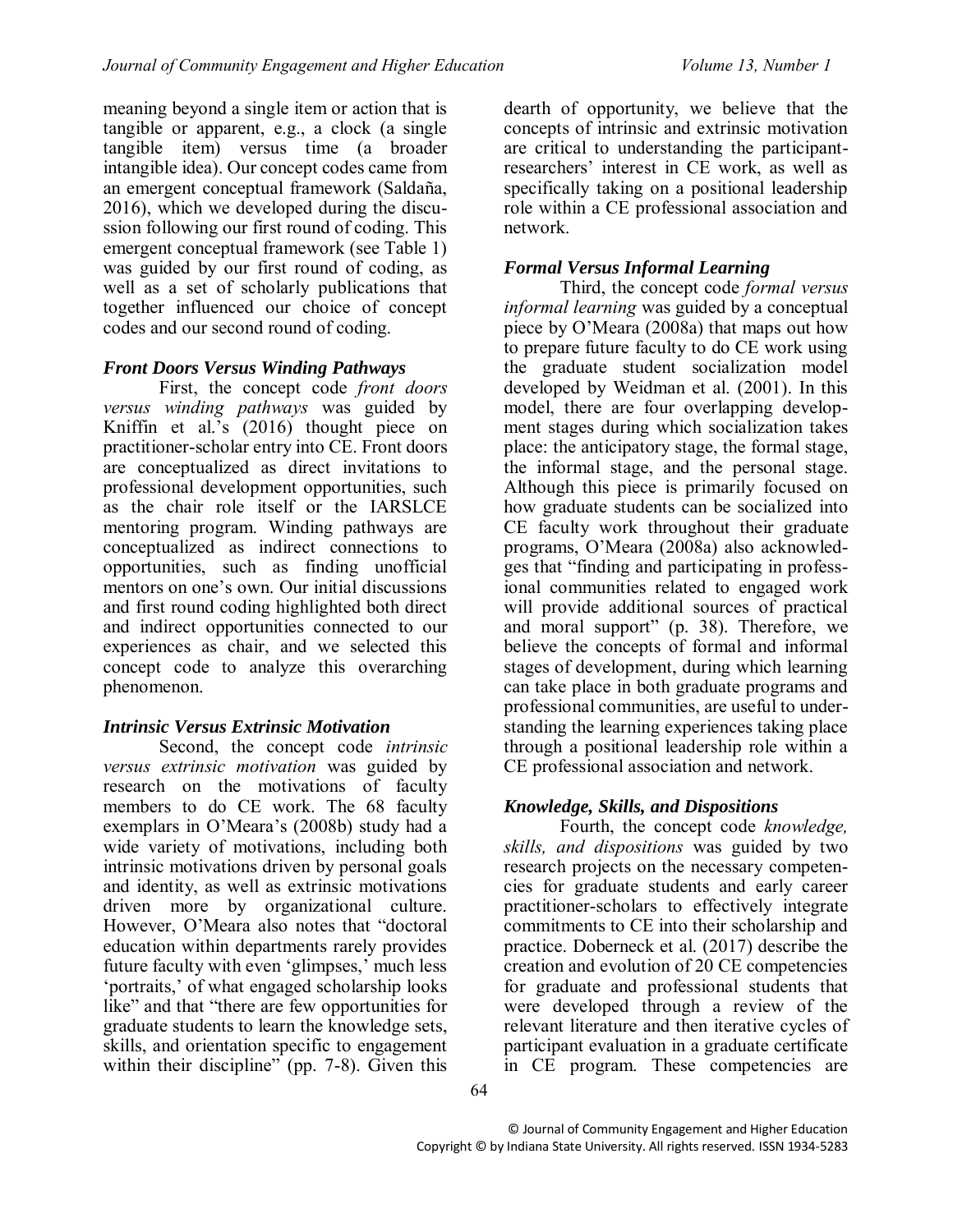meaning beyond a single item or action that is tangible or apparent, e.g., a clock (a single tangible item) versus time (a broader intangible idea). Our concept codes came from an emergent conceptual framework (Saldaña, 2016), which we developed during the discussion following our first round of coding. This emergent conceptual framework (see Table 1) was guided by our first round of coding, as well as a set of scholarly publications that together influenced our choice of concept codes and our second round of coding.

### *Front Doors Versus Winding Pathways*

First, the concept code *front doors versus winding pathways* was guided by Kniffin et al.'s (2016) thought piece on practitioner-scholar entry into CE. Front doors are conceptualized as direct invitations to professional development opportunities, such as the chair role itself or the IARSLCE mentoring program. Winding pathways are conceptualized as indirect connections to opportunities, such as finding unofficial mentors on one's own. Our initial discussions and first round coding highlighted both direct and indirect opportunities connected to our experiences as chair, and we selected this concept code to analyze this overarching phenomenon.

### *Intrinsic Versus Extrinsic Motivation*

Second, the concept code *intrinsic versus extrinsic motivation* was guided by research on the motivations of faculty members to do CE work. The 68 faculty exemplars in O'Meara's (2008b) study had a wide variety of motivations, including both intrinsic motivations driven by personal goals and identity, as well as extrinsic motivations driven more by organizational culture. However, O'Meara also notes that "doctoral education within departments rarely provides future faculty with even 'glimpses,' much less 'portraits,' of what engaged scholarship looks like" and that "there are few opportunities for graduate students to learn the knowledge sets, skills, and orientation specific to engagement within their discipline" (pp. 7-8). Given this dearth of opportunity, we believe that the concepts of intrinsic and extrinsic motivation are critical to understanding the participant-researchers' interest in CE work, as well as specifically taking on a positional leadership role within a CE professional association and network.

### *Formal Versus Informal Learning*

Third, the concept code *formal versus informal learning* was guided by a conceptual piece by O'Meara (2008a) that maps out how to prepare future faculty to do CE work using the graduate student socialization model developed by Weidman et al. (2001). In this model, there are four overlapping development stages during which socialization takes place: the anticipatory stage, the formal stage, the informal stage, and the personal stage. Although this piece is primarily focused on how graduate students can be socialized into CE faculty work throughout their graduate programs, O'Meara (2008a) also acknowledges that "finding and participating in professional communities related to engaged work will provide additional sources of practical and moral support" (p. 38). Therefore, we believe the concepts of formal and informal stages of development, during which learning can take place in both graduate programs and professional communities, are useful to understanding the learning experiences taking place through a positional leadership role within a CE professional association and network.

### *Knowledge, Skills, and Dispositions*

Fourth, the concept code *knowledge, skills, and dispositions* was guided by two research projects on the necessary competencies for graduate students and early career practitioner-scholars to effectively integrate commitments to CE into their scholarship and practice. Doberneck et al. (2017) describe the creation and evolution of 20 CE competencies for graduate and professional students that were developed through a review of the relevant literature and then iterative cycles of participant evaluation in a graduate certificate in CE program. These competencies are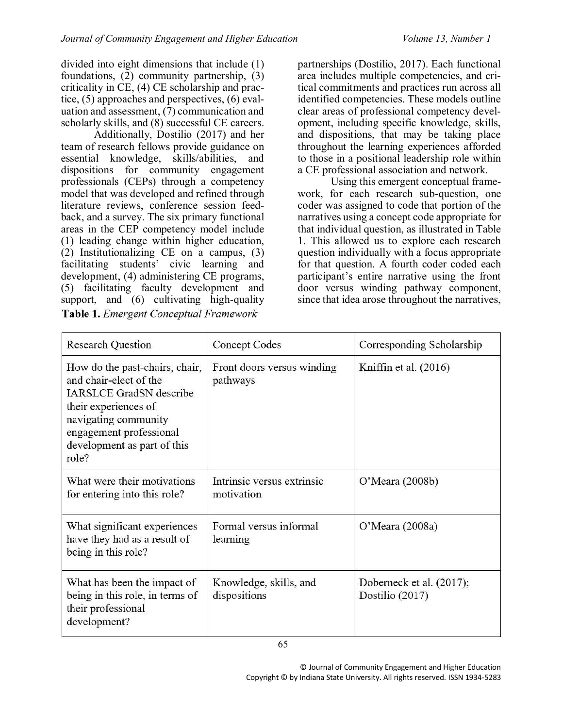divided into eight dimensions that include (1) foundations, (2) community partnership, (3) criticality in CE, (4) CE scholarship and practice, (5) approaches and perspectives, (6) evaluation and assessment, (7) communication and scholarly skills, and (8) successful CE careers.

Additionally, Dostilio (2017) and her team of research fellows provide guidance on essential knowledge, skills/abilities, and dispositions for community engagement professionals (CEPs) through a competency model that was developed and refined through literature reviews, conference session feedback, and a survey. The six primary functional areas in the CEP competency model include (1) leading change within higher education, (2) Institutionalizing CE on a campus, (3) facilitating students' civic learning and development, (4) administering CE programs, (5) facilitating faculty development and support, and (6) cultivating high-quality partnerships (Dostilio, 2017). Each functional area includes multiple competencies, and critical commitments and practices run across all identified competencies. These models outline clear areas of professional competency development, including specific knowledge, skills, and dispositions, that may be taking place throughout the learning experiences afforded to those in a positional leadership role within a CE professional association and network.

Using this emergent conceptual framework, for each research sub-question, one coder was assigned to code that portion of the narratives using a concept code appropriate for that individual question, as illustrated in Table 1. This allowed us to explore each research question individually with a focus appropriate for that question. A fourth coder coded each participant's entire narrative using the front door versus winding pathway component, since that idea arose throughout the narratives,

**Table 1.** *Emergent Conceptual Framework*

| Research Question | Concept Codes | Corresponding Scholarship |
|---|---|---|
| How do the past-chairs, chair, and chair-elect of the IARSLCE GradSN describe their experiences of navigating community engagement professional development as part of this role? | Front doors versus winding pathways | Kniffin et al. (2016) |
| What were their motivations for entering into this role? | Intrinsic versus extrinsic motivation | O'Meara (2008b) |
| What significant experiences have they had as a result of being in this role? | Formal versus informal learning | O'Meara (2008a) |
| What has been the impact of being in this role, in terms of their professional development? | Knowledge, skills, and dispositions | Doberneck et al. (2017); Dostilio (2017) |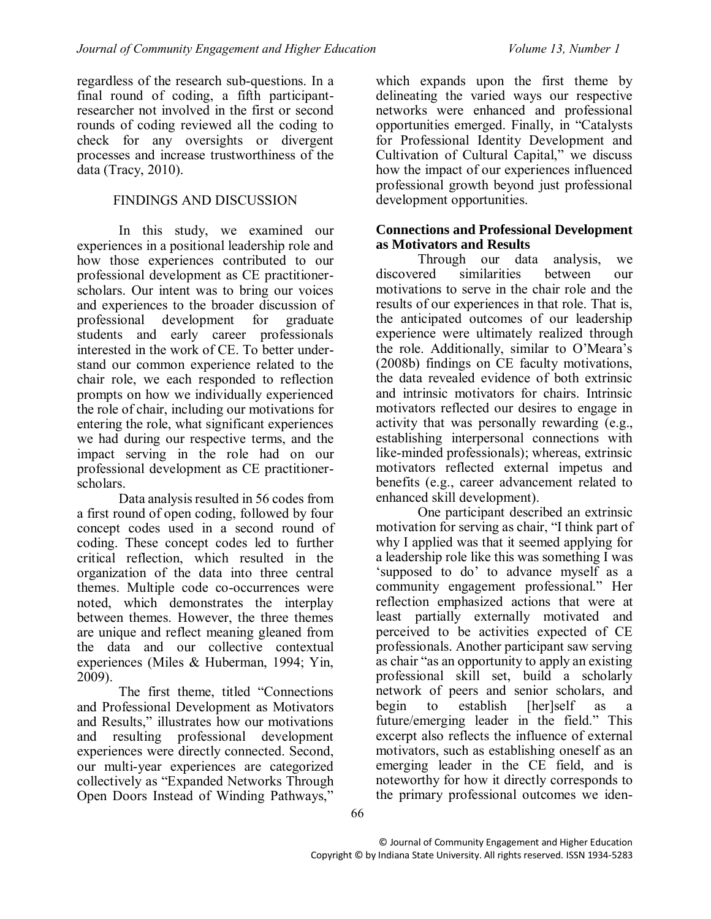regardless of the research sub-questions. In a final round of coding, a fifth participant-researcher not involved in the first or second rounds of coding reviewed all the coding to check for any oversights or divergent processes and increase trustworthiness of the data (Tracy, 2010).

## FINDINGS AND DISCUSSION

In this study, we examined our experiences in a positional leadership role and how those experiences contributed to our professional development as CE practitioner-scholars. Our intent was to bring our voices and experiences to the broader discussion of professional development for graduate students and early career professionals interested in the work of CE. To better understand our common experience related to the chair role, we each responded to reflection prompts on how we individually experienced the role of chair, including our motivations for entering the role, what significant experiences we had during our respective terms, and the impact serving in the role had on our professional development as CE practitioner-scholars.

Data analysis resulted in 56 codes from a first round of open coding, followed by four concept codes used in a second round of coding. These concept codes led to further critical reflection, which resulted in the organization of the data into three central themes. Multiple code co-occurrences were noted, which demonstrates the interplay between themes. However, the three themes are unique and reflect meaning gleaned from the data and our collective contextual experiences (Miles & Huberman, 1994; Yin, 2009).

The first theme, titled "Connections and Professional Development as Motivators and Results," illustrates how our motivations and resulting professional development experiences were directly connected. Second, our multi-year experiences are categorized collectively as "Expanded Networks Through Open Doors Instead of Winding Pathways," which expands upon the first theme by delineating the varied ways our respective networks were enhanced and professional opportunities emerged. Finally, in "Catalysts for Professional Identity Development and Cultivation of Cultural Capital," we discuss how the impact of our experiences influenced professional growth beyond just professional development opportunities.

### Connections and Professional Development as Motivators and Results

Through our data analysis, we discovered similarities between our motivations to serve in the chair role and the results of our experiences in that role. That is, the anticipated outcomes of our leadership experience were ultimately realized through the role. Additionally, similar to O'Meara's (2008b) findings on CE faculty motivations, the data revealed evidence of both extrinsic and intrinsic motivators for chairs. Intrinsic motivators reflected our desires to engage in activity that was personally rewarding (e.g., establishing interpersonal connections with like-minded professionals); whereas, extrinsic motivators reflected external impetus and benefits (e.g., career advancement related to enhanced skill development).

One participant described an extrinsic motivation for serving as chair, "I think part of why I applied was that it seemed applying for a leadership role like this was something I was 'supposed to do' to advance myself as a community engagement professional." Her reflection emphasized actions that were at least partially externally motivated and perceived to be activities expected of CE professionals. Another participant saw serving as chair "as an opportunity to apply an existing professional skill set, build a scholarly network of peers and senior scholars, and begin to establish [her]self as a future/emerging leader in the field." This excerpt also reflects the influence of external motivators, such as establishing oneself as an emerging leader in the CE field, and is noteworthy for how it directly corresponds to the primary professional outcomes we iden-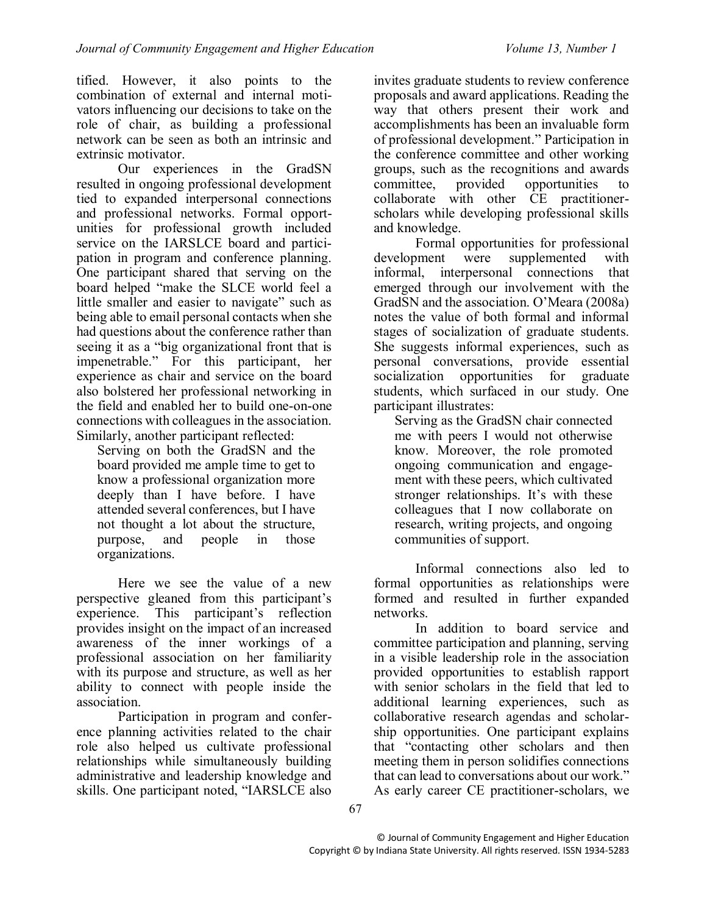tified. However, it also points to the combination of external and internal motivators influencing our decisions to take on the role of chair, as building a professional network can be seen as both an intrinsic and extrinsic motivator.

Our experiences in the GradSN resulted in ongoing professional development tied to expanded interpersonal connections and professional networks. Formal opportunities for professional growth included service on the IARSLCE board and participation in program and conference planning. One participant shared that serving on the board helped "make the SLCE world feel a little smaller and easier to navigate" such as being able to email personal contacts when she had questions about the conference rather than seeing it as a "big organizational front that is impenetrable." For this participant, her experience as chair and service on the board also bolstered her professional networking in the field and enabled her to build one-on-one connections with colleagues in the association. Similarly, another participant reflected:

> Serving on both the GradSN and the board provided me ample time to get to know a professional organization more deeply than I have before. I have attended several conferences, but I have not thought a lot about the structure, purpose, and people in those organizations.

Here we see the value of a new perspective gleaned from this participant's experience. This participant's reflection provides insight on the impact of an increased awareness of the inner workings of a professional association on her familiarity with its purpose and structure, as well as her ability to connect with people inside the association.

Participation in program and conference planning activities related to the chair role also helped us cultivate professional relationships while simultaneously building administrative and leadership knowledge and skills. One participant noted, "IARSLCE also invites graduate students to review conference proposals and award applications. Reading the way that others present their work and accomplishments has been an invaluable form of professional development." Participation in the conference committee and other working groups, such as the recognitions and awards committee, provided opportunities to collaborate with other CE practitioner-scholars while developing professional skills and knowledge.

Formal opportunities for professional development were supplemented with informal, interpersonal connections that emerged through our involvement with the GradSN and the association. O'Meara (2008a) notes the value of both formal and informal stages of socialization of graduate students. She suggests informal experiences, such as personal conversations, provide essential socialization opportunities for graduate students, which surfaced in our study. One participant illustrates:

> Serving as the GradSN chair connected me with peers I would not otherwise know. Moreover, the role promoted ongoing communication and engagement with these peers, which cultivated stronger relationships. It's with these colleagues that I now collaborate on research, writing projects, and ongoing communities of support.

Informal connections also led to formal opportunities as relationships were formed and resulted in further expanded networks.

In addition to board service and committee participation and planning, serving in a visible leadership role in the association provided opportunities to establish rapport with senior scholars in the field that led to additional learning experiences, such as collaborative research agendas and scholarship opportunities. One participant explains that "contacting other scholars and then meeting them in person solidifies connections that can lead to conversations about our work." As early career CE practitioner-scholars, we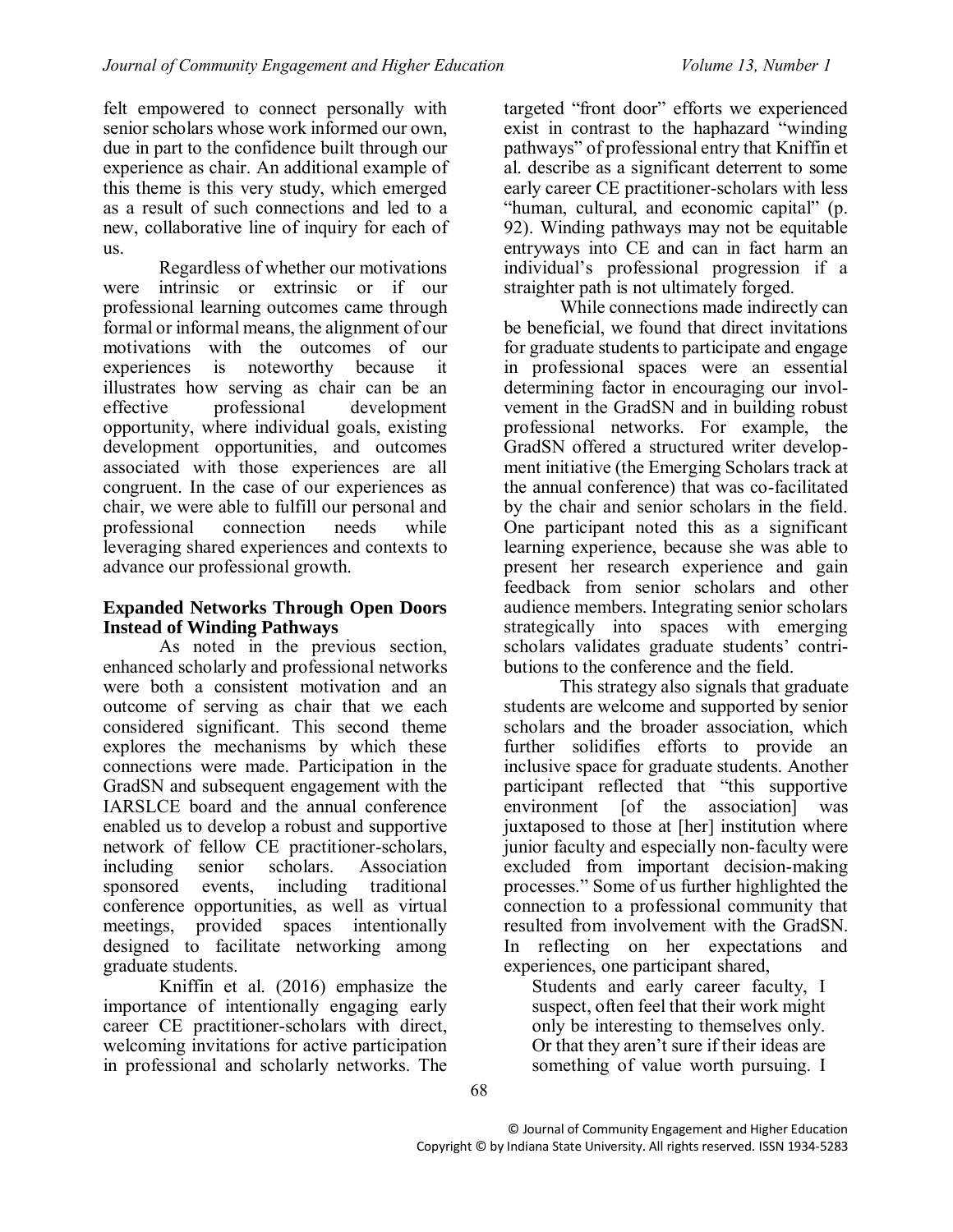felt empowered to connect personally with senior scholars whose work informed our own, due in part to the confidence built through our experience as chair. An additional example of this theme is this very study, which emerged as a result of such connections and led to a new, collaborative line of inquiry for each of us.

Regardless of whether our motivations were intrinsic or extrinsic or if our professional learning outcomes came through formal or informal means, the alignment of our motivations with the outcomes of our experiences is noteworthy because it illustrates how serving as chair can be an effective professional development opportunity, where individual goals, existing development opportunities, and outcomes associated with those experiences are all congruent. In the case of our experiences as chair, we were able to fulfill our personal and professional connection needs while leveraging shared experiences and contexts to advance our professional growth.

### Expanded Networks Through Open Doors Instead of Winding Pathways

As noted in the previous section, enhanced scholarly and professional networks were both a consistent motivation and an outcome of serving as chair that we each considered significant. This second theme explores the mechanisms by which these connections were made. Participation in the GradSN and subsequent engagement with the IARSLCE board and the annual conference enabled us to develop a robust and supportive network of fellow CE practitioner-scholars, including senior scholars. Association sponsored events, including traditional conference opportunities, as well as virtual meetings, provided spaces intentionally designed to facilitate networking among graduate students.

Kniffin et al. (2016) emphasize the importance of intentionally engaging early career CE practitioner-scholars with direct, welcoming invitations for active participation in professional and scholarly networks. The targeted "front door" efforts we experienced exist in contrast to the haphazard "winding pathways" of professional entry that Kniffin et al. describe as a significant deterrent to some early career CE practitioner-scholars with less "human, cultural, and economic capital" (p. 92). Winding pathways may not be equitable entryways into CE and can in fact harm an individual's professional progression if a straighter path is not ultimately forged.

While connections made indirectly can be beneficial, we found that direct invitations for graduate students to participate and engage in professional spaces were an essential determining factor in encouraging our involvement in the GradSN and in building robust professional networks. For example, the GradSN offered a structured writer development initiative (the Emerging Scholars track at the annual conference) that was co-facilitated by the chair and senior scholars in the field. One participant noted this as a significant learning experience, because she was able to present her research experience and gain feedback from senior scholars and other audience members. Integrating senior scholars strategically into spaces with emerging scholars validates graduate students' contributions to the conference and the field.

This strategy also signals that graduate students are welcome and supported by senior scholars and the broader association, which further solidifies efforts to provide an inclusive space for graduate students. Another participant reflected that "this supportive environment [of the association] was juxtaposed to those at [her] institution where junior faculty and especially non-faculty were excluded from important decision-making processes." Some of us further highlighted the connection to a professional community that resulted from involvement with the GradSN. In reflecting on her expectations and experiences, one participant shared,

> Students and early career faculty, I suspect, often feel that their work might only be interesting to themselves only. Or that they aren't sure if their ideas are something of value worth pursuing. I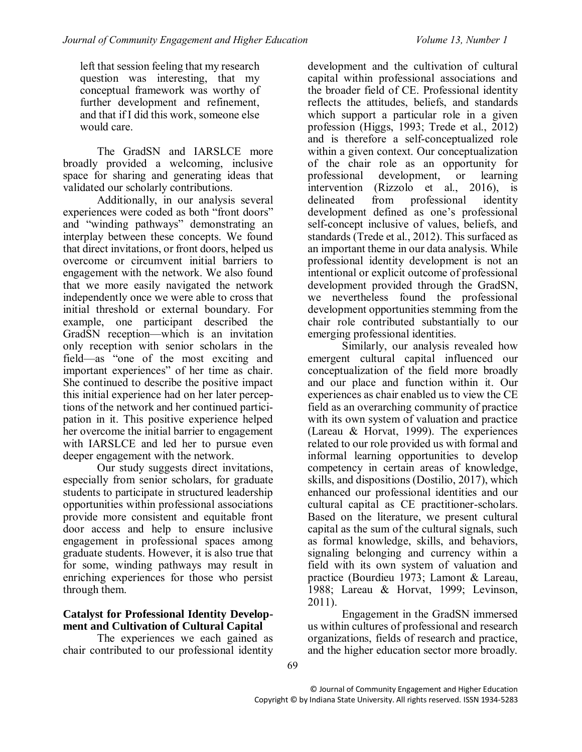> left that session feeling that my research question was interesting, that my conceptual framework was worthy of further development and refinement, and that if I did this work, someone else would care.

The GradSN and IARSLCE more broadly provided a welcoming, inclusive space for sharing and generating ideas that validated our scholarly contributions.

Additionally, in our analysis several experiences were coded as both "front doors" and "winding pathways" demonstrating an interplay between these concepts. We found that direct invitations, or front doors, helped us overcome or circumvent initial barriers to engagement with the network. We also found that we more easily navigated the network independently once we were able to cross that initial threshold or external boundary. For example, one participant described the GradSN reception—which is an invitation only reception with senior scholars in the field—as "one of the most exciting and important experiences" of her time as chair. She continued to describe the positive impact this initial experience had on her later perceptions of the network and her continued participation in it. This positive experience helped her overcome the initial barrier to engagement with IARSLCE and led her to pursue even deeper engagement with the network.

Our study suggests direct invitations, especially from senior scholars, for graduate students to participate in structured leadership opportunities within professional associations provide more consistent and equitable front door access and help to ensure inclusive engagement in professional spaces among graduate students. However, it is also true that for some, winding pathways may result in enriching experiences for those who persist through them.

### Catalyst for Professional Identity Development and Cultivation of Cultural Capital

The experiences we each gained as chair contributed to our professional identity development and the cultivation of cultural capital within professional associations and the broader field of CE. Professional identity reflects the attitudes, beliefs, and standards which support a particular role in a given profession (Higgs, 1993; Trede et al., 2012) and is therefore a self-conceptualized role within a given context. Our conceptualization of the chair role as an opportunity for professional development, or learning intervention (Rizzolo et al., 2016), is delineated from professional identity development defined as one's professional self-concept inclusive of values, beliefs, and standards (Trede et al., 2012). This surfaced as an important theme in our data analysis. While professional identity development is not an intentional or explicit outcome of professional development provided through the GradSN, we nevertheless found the professional development opportunities stemming from the chair role contributed substantially to our emerging professional identities.

Similarly, our analysis revealed how emergent cultural capital influenced our conceptualization of the field more broadly and our place and function within it. Our experiences as chair enabled us to view the CE field as an overarching community of practice with its own system of valuation and practice (Lareau & Horvat, 1999). The experiences related to our role provided us with formal and informal learning opportunities to develop competency in certain areas of knowledge, skills, and dispositions (Dostilio, 2017), which enhanced our professional identities and our cultural capital as CE practitioner-scholars. Based on the literature, we present cultural capital as the sum of the cultural signals, such as formal knowledge, skills, and behaviors, signaling belonging and currency within a field with its own system of valuation and practice (Bourdieu 1973; Lamont & Lareau, 1988; Lareau & Horvat, 1999; Levinson, 2011).

Engagement in the GradSN immersed us within cultures of professional and research organizations, fields of research and practice, and the higher education sector more broadly.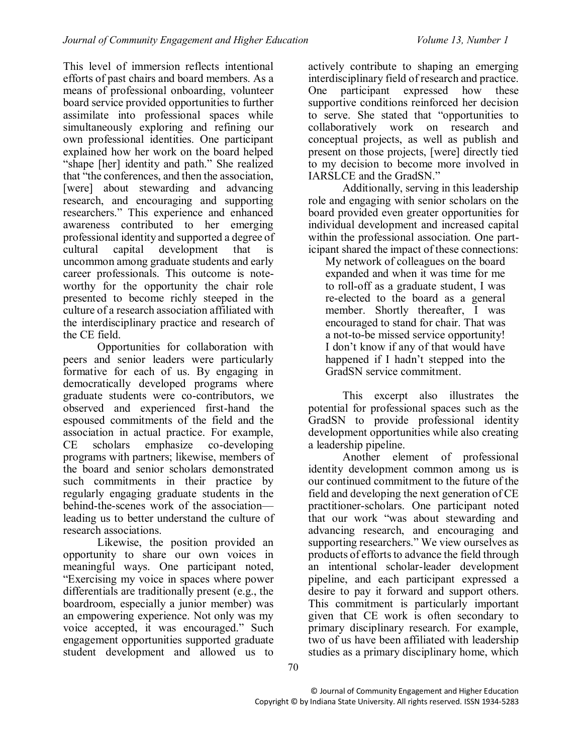This level of immersion reflects intentional efforts of past chairs and board members. As a means of professional onboarding, volunteer board service provided opportunities to further assimilate into professional spaces while simultaneously exploring and refining our own professional identities. One participant explained how her work on the board helped "shape [her] identity and path." She realized that "the conferences, and then the association, [were] about stewarding and advancing research, and encouraging and supporting researchers." This experience and enhanced awareness contributed to her emerging professional identity and supported a degree of cultural capital development that is uncommon among graduate students and early career professionals. This outcome is noteworthy for the opportunity the chair role presented to become richly steeped in the culture of a research association affiliated with the interdisciplinary practice and research of the CE field.

Opportunities for collaboration with peers and senior leaders were particularly formative for each of us. By engaging in democratically developed programs where graduate students were co-contributors, we observed and experienced first-hand the espoused commitments of the field and the association in actual practice. For example, CE scholars emphasize co-developing programs with partners; likewise, members of the board and senior scholars demonstrated such commitments in their practice by regularly engaging graduate students in the behind-the-scenes work of the association—leading us to better understand the culture of research associations.

Likewise, the position provided an opportunity to share our own voices in meaningful ways. One participant noted, "Exercising my voice in spaces where power differentials are traditionally present (e.g., the boardroom, especially a junior member) was an empowering experience. Not only was my voice accepted, it was encouraged." Such engagement opportunities supported graduate student development and allowed us to actively contribute to shaping an emerging interdisciplinary field of research and practice. One participant expressed how these supportive conditions reinforced her decision to serve. She stated that "opportunities to collaboratively work on research and conceptual projects, as well as publish and present on those projects, [were] directly tied to my decision to become more involved in IARSLCE and the GradSN."

Additionally, serving in this leadership role and engaging with senior scholars on the board provided even greater opportunities for individual development and increased capital within the professional association. One participant shared the impact of these connections:

> My network of colleagues on the board expanded and when it was time for me to roll-off as a graduate student, I was re-elected to the board as a general member. Shortly thereafter, I was encouraged to stand for chair. That was a not-to-be missed service opportunity! I don't know if any of that would have happened if I hadn't stepped into the GradSN service commitment.

This excerpt also illustrates the potential for professional spaces such as the GradSN to provide professional identity development opportunities while also creating a leadership pipeline.

Another element of professional identity development common among us is our continued commitment to the future of the field and developing the next generation of CE practitioner-scholars. One participant noted that our work "was about stewarding and advancing research, and encouraging and supporting researchers." We view ourselves as products of efforts to advance the field through an intentional scholar-leader development pipeline, and each participant expressed a desire to pay it forward and support others. This commitment is particularly important given that CE work is often secondary to primary disciplinary research. For example, two of us have been affiliated with leadership studies as a primary disciplinary home, which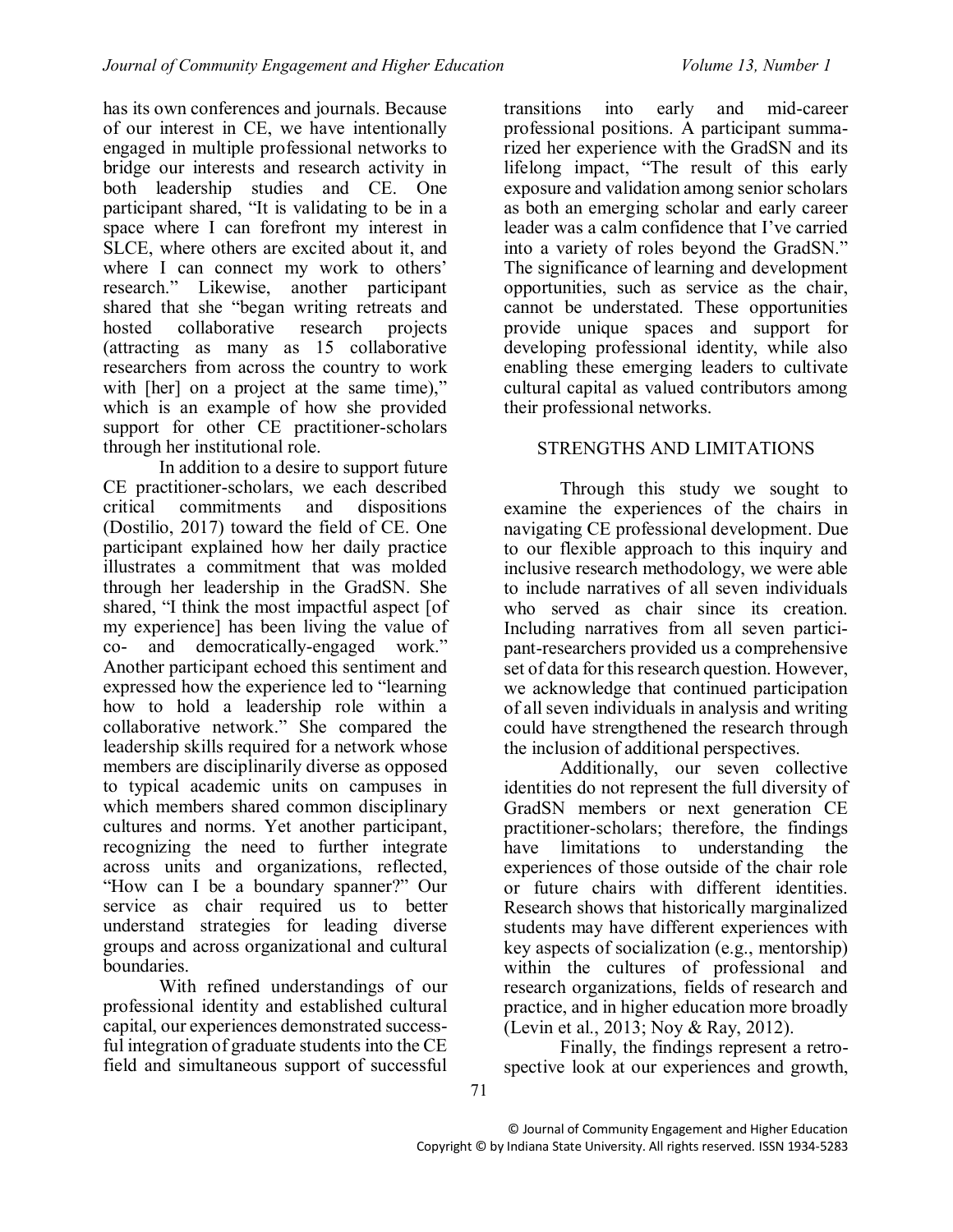has its own conferences and journals. Because of our interest in CE, we have intentionally engaged in multiple professional networks to bridge our interests and research activity in both leadership studies and CE. One participant shared, "It is validating to be in a space where I can forefront my interest in SLCE, where others are excited about it, and where I can connect my work to others' research." Likewise, another participant shared that she "began writing retreats and hosted collaborative research projects (attracting as many as 15 collaborative researchers from across the country to work with [her] on a project at the same time)," which is an example of how she provided support for other CE practitioner-scholars through her institutional role.

In addition to a desire to support future CE practitioner-scholars, we each described critical commitments and dispositions (Dostilio, 2017) toward the field of CE. One participant explained how her daily practice illustrates a commitment that was molded through her leadership in the GradSN. She shared, "I think the most impactful aspect [of my experience] has been living the value of co- and democratically-engaged work." Another participant echoed this sentiment and expressed how the experience led to "learning how to hold a leadership role within a collaborative network." She compared the leadership skills required for a network whose members are disciplinarily diverse as opposed to typical academic units on campuses in which members shared common disciplinary cultures and norms. Yet another participant, recognizing the need to further integrate across units and organizations, reflected, "How can I be a boundary spanner?" Our service as chair required us to better understand strategies for leading diverse groups and across organizational and cultural boundaries.

With refined understandings of our professional identity and established cultural capital, our experiences demonstrated successful integration of graduate students into the CE field and simultaneous support of successful transitions into early and mid-career professional positions. A participant summarized her experience with the GradSN and its lifelong impact, "The result of this early exposure and validation among senior scholars as both an emerging scholar and early career leader was a calm confidence that I've carried into a variety of roles beyond the GradSN." The significance of learning and development opportunities, such as service as the chair, cannot be understated. These opportunities provide unique spaces and support for developing professional identity, while also enabling these emerging leaders to cultivate cultural capital as valued contributors among their professional networks.

## STRENGTHS AND LIMITATIONS

Through this study we sought to examine the experiences of the chairs in navigating CE professional development. Due to our flexible approach to this inquiry and inclusive research methodology, we were able to include narratives of all seven individuals who served as chair since its creation. Including narratives from all seven participant-researchers provided us a comprehensive set of data for this research question. However, we acknowledge that continued participation of all seven individuals in analysis and writing could have strengthened the research through the inclusion of additional perspectives.

Additionally, our seven collective identities do not represent the full diversity of GradSN members or next generation CE practitioner-scholars; therefore, the findings have limitations to understanding the experiences of those outside of the chair role or future chairs with different identities. Research shows that historically marginalized students may have different experiences with key aspects of socialization (e.g., mentorship) within the cultures of professional and research organizations, fields of research and practice, and in higher education more broadly (Levin et al., 2013; Noy & Ray, 2012).

Finally, the findings represent a retrospective look at our experiences and growth,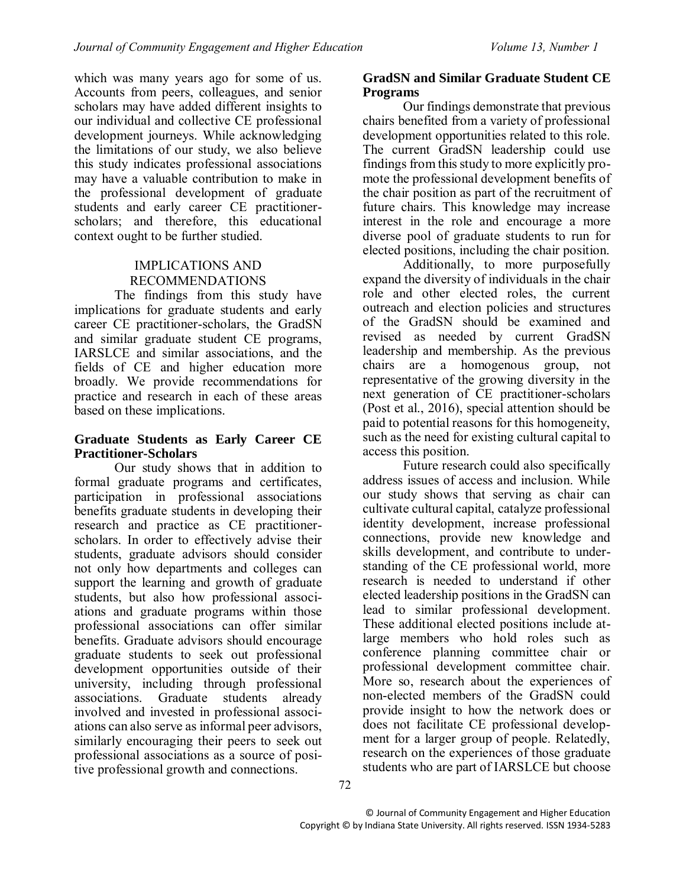which was many years ago for some of us. Accounts from peers, colleagues, and senior scholars may have added different insights to our individual and collective CE professional development journeys. While acknowledging the limitations of our study, we also believe this study indicates professional associations may have a valuable contribution to make in the professional development of graduate students and early career CE practitioner-scholars; and therefore, this educational context ought to be further studied.

## IMPLICATIONS AND RECOMMENDATIONS

The findings from this study have implications for graduate students and early career CE practitioner-scholars, the GradSN and similar graduate student CE programs, IARSLCE and similar associations, and the fields of CE and higher education more broadly. We provide recommendations for practice and research in each of these areas based on these implications.

### Graduate Students as Early Career CE Practitioner-Scholars

Our study shows that in addition to formal graduate programs and certificates, participation in professional associations benefits graduate students in developing their research and practice as CE practitioner-scholars. In order to effectively advise their students, graduate advisors should consider not only how departments and colleges can support the learning and growth of graduate students, but also how professional associations and graduate programs within those professional associations can offer similar benefits. Graduate advisors should encourage graduate students to seek out professional development opportunities outside of their university, including through professional associations. Graduate students already involved and invested in professional associations can also serve as informal peer advisors, similarly encouraging their peers to seek out professional associations as a source of positive professional growth and connections.

### GradSN and Similar Graduate Student CE Programs

Our findings demonstrate that previous chairs benefited from a variety of professional development opportunities related to this role. The current GradSN leadership could use findings from this study to more explicitly promote the professional development benefits of the chair position as part of the recruitment of future chairs. This knowledge may increase interest in the role and encourage a more diverse pool of graduate students to run for elected positions, including the chair position.

Additionally, to more purposefully expand the diversity of individuals in the chair role and other elected roles, the current outreach and election policies and structures of the GradSN should be examined and revised as needed by current GradSN leadership and membership. As the previous chairs are a homogenous group, not representative of the growing diversity in the next generation of CE practitioner-scholars (Post et al., 2016), special attention should be paid to potential reasons for this homogeneity, such as the need for existing cultural capital to access this position.

Future research could also specifically address issues of access and inclusion. While our study shows that serving as chair can cultivate cultural capital, catalyze professional identity development, increase professional connections, provide new knowledge and skills development, and contribute to understanding of the CE professional world, more research is needed to understand if other elected leadership positions in the GradSN can lead to similar professional development. These additional elected positions include at-large members who hold roles such as conference planning committee chair or professional development committee chair. More so, research about the experiences of non-elected members of the GradSN could provide insight to how the network does or does not facilitate CE professional development for a larger group of people. Relatedly, research on the experiences of those graduate students who are part of IARSLCE but choose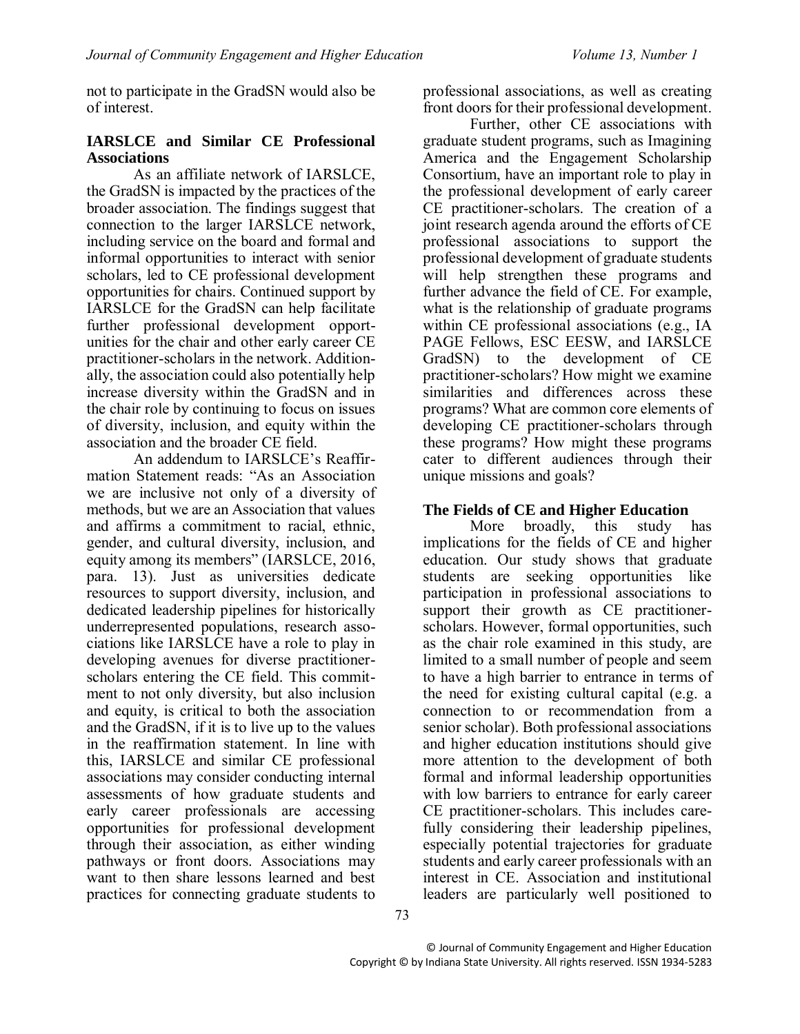not to participate in the GradSN would also be of interest.

### IARSLCE and Similar CE Professional Associations

As an affiliate network of IARSLCE, the GradSN is impacted by the practices of the broader association. The findings suggest that connection to the larger IARSLCE network, including service on the board and formal and informal opportunities to interact with senior scholars, led to CE professional development opportunities for chairs. Continued support by IARSLCE for the GradSN can help facilitate further professional development opportunities for the chair and other early career CE practitioner-scholars in the network. Additionally, the association could also potentially help increase diversity within the GradSN and in the chair role by continuing to focus on issues of diversity, inclusion, and equity within the association and the broader CE field.

An addendum to IARSLCE's Reaffirmation Statement reads: "As an Association we are inclusive not only of a diversity of methods, but we are an Association that values and affirms a commitment to racial, ethnic, gender, and cultural diversity, inclusion, and equity among its members" (IARSLCE, 2016, para. 13). Just as universities dedicate resources to support diversity, inclusion, and dedicated leadership pipelines for historically underrepresented populations, research associations like IARSLCE have a role to play in developing avenues for diverse practitioner-scholars entering the CE field. This commitment to not only diversity, but also inclusion and equity, is critical to both the association and the GradSN, if it is to live up to the values in the reaffirmation statement. In line with this, IARSLCE and similar CE professional associations may consider conducting internal assessments of how graduate students and early career professionals are accessing opportunities for professional development through their association, as either winding pathways or front doors. Associations may want to then share lessons learned and best practices for connecting graduate students to professional associations, as well as creating front doors for their professional development.

Further, other CE associations with graduate student programs, such as Imagining America and the Engagement Scholarship Consortium, have an important role to play in the professional development of early career CE practitioner-scholars. The creation of a joint research agenda around the efforts of CE professional associations to support the professional development of graduate students will help strengthen these programs and further advance the field of CE. For example, what is the relationship of graduate programs within CE professional associations (e.g., IA PAGE Fellows, ESC EESW, and IARSLCE GradSN) to the development of CE practitioner-scholars? How might we examine similarities and differences across these programs? What are common core elements of developing CE practitioner-scholars through these programs? How might these programs cater to different audiences through their unique missions and goals?

### The Fields of CE and Higher Education

More broadly, this study has implications for the fields of CE and higher education. Our study shows that graduate students are seeking opportunities like participation in professional associations to support their growth as CE practitioner-scholars. However, formal opportunities, such as the chair role examined in this study, are limited to a small number of people and seem to have a high barrier to entrance in terms of the need for existing cultural capital (e.g. a connection to or recommendation from a senior scholar). Both professional associations and higher education institutions should give more attention to the development of both formal and informal leadership opportunities with low barriers to entrance for early career CE practitioner-scholars. This includes carefully considering their leadership pipelines, especially potential trajectories for graduate students and early career professionals with an interest in CE. Association and institutional leaders are particularly well positioned to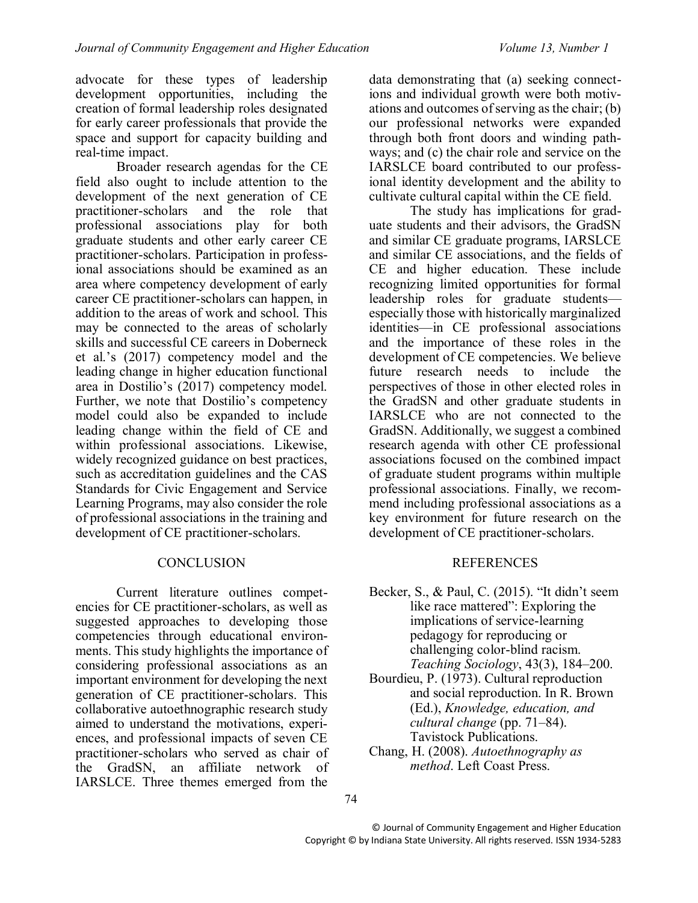advocate for these types of leadership development opportunities, including the creation of formal leadership roles designated for early career professionals that provide the space and support for capacity building and real-time impact.

Broader research agendas for the CE field also ought to include attention to the development of the next generation of CE practitioner-scholars and the role that professional associations play for both graduate students and other early career CE practitioner-scholars. Participation in professional associations should be examined as an area where competency development of early career CE practitioner-scholars can happen, in addition to the areas of work and school. This may be connected to the areas of scholarly skills and successful CE careers in Doberneck et al.'s (2017) competency model and the leading change in higher education functional area in Dostilio's (2017) competency model. Further, we note that Dostilio's competency model could also be expanded to include leading change within the field of CE and within professional associations. Likewise, widely recognized guidance on best practices, such as accreditation guidelines and the CAS Standards for Civic Engagement and Service Learning Programs, may also consider the role of professional associations in the training and development of CE practitioner-scholars.

## CONCLUSION

Current literature outlines competencies for CE practitioner-scholars, as well as suggested approaches to developing those competencies through educational environments. This study highlights the importance of considering professional associations as an important environment for developing the next generation of CE practitioner-scholars. This collaborative autoethnographic research study aimed to understand the motivations, experiences, and professional impacts of seven CE practitioner-scholars who served as chair of the GradSN, an affiliate network of IARSLCE. Three themes emerged from the data demonstrating that (a) seeking connections and individual growth were both motivations and outcomes of serving as the chair; (b) our professional networks were expanded through both front doors and winding pathways; and (c) the chair role and service on the IARSLCE board contributed to our professional identity development and the ability to cultivate cultural capital within the CE field.

The study has implications for graduate students and their advisors, the GradSN and similar CE graduate programs, IARSLCE and similar CE associations, and the fields of CE and higher education. These include recognizing limited opportunities for formal leadership roles for graduate students—especially those with historically marginalized identities—in CE professional associations and the importance of these roles in the development of CE competencies. We believe future research needs to include the perspectives of those in other elected roles in the GradSN and other graduate students in IARSLCE who are not connected to the GradSN. Additionally, we suggest a combined research agenda with other CE professional associations focused on the combined impact of graduate student programs within multiple professional associations. Finally, we recommend including professional associations as a key environment for future research on the development of CE practitioner-scholars.

## REFERENCES

Becker, S., & Paul, C. (2015). "It didn't seem like race mattered": Exploring the implications of service-learning pedagogy for reproducing or challenging color-blind racism. *Teaching Sociology*, 43(3), 184–200.

Bourdieu, P. (1973). Cultural reproduction and social reproduction. In R. Brown (Ed.), *Knowledge, education, and cultural change* (pp. 71–84). Tavistock Publications.

Chang, H. (2008). *Autoethnography as method*. Left Coast Press.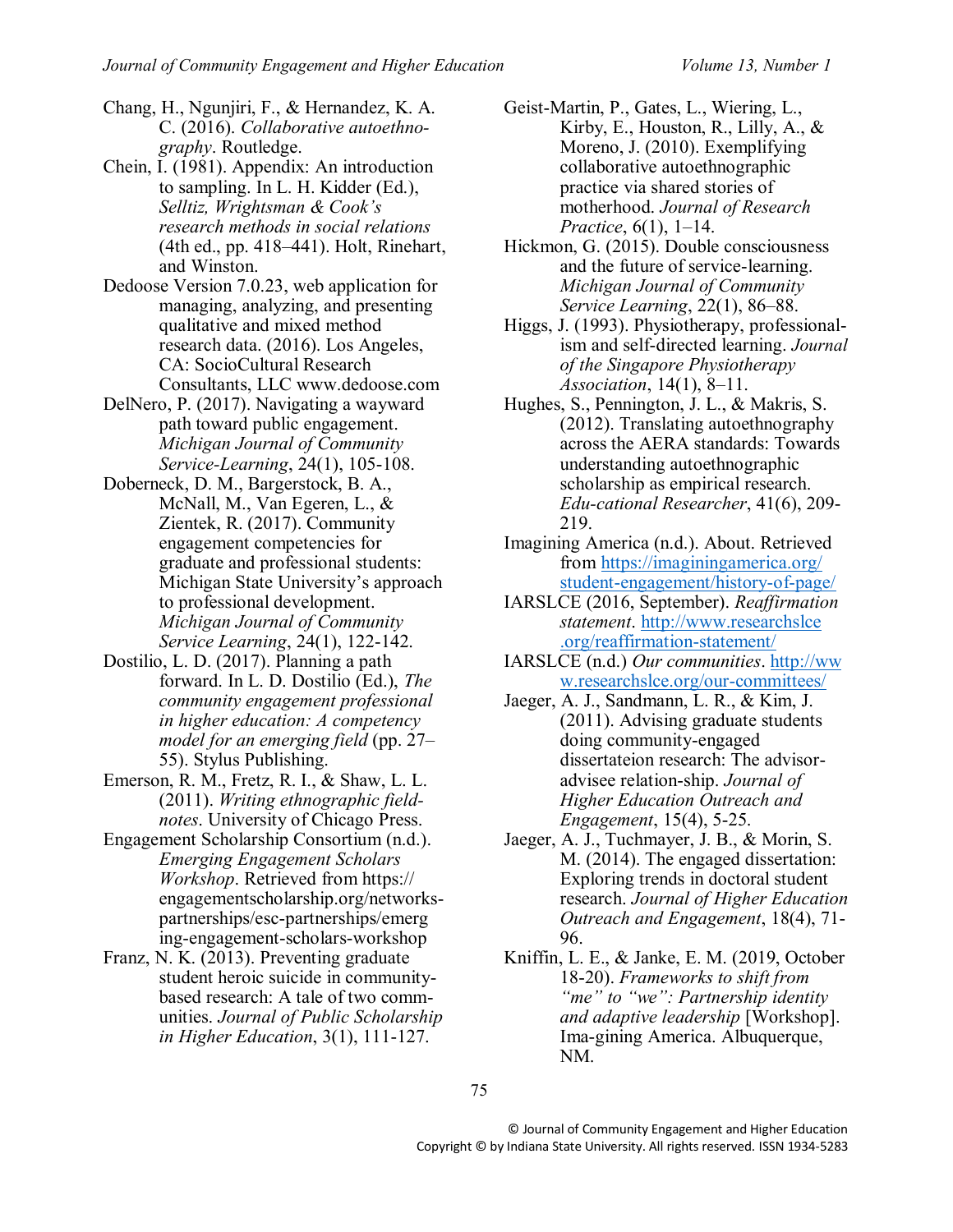Chang, H., Ngunjiri, F., & Hernandez, K. A. C. (2016). *Collaborative autoethnography*. Routledge.

Chein, I. (1981). Appendix: An introduction to sampling. In L. H. Kidder (Ed.), *Selltiz, Wrightsman & Cook's research methods in social relations* (4th ed., pp. 418–441). Holt, Rinehart, and Winston.

Dedoose Version 7.0.23, web application for managing, analyzing, and presenting qualitative and mixed method research data. (2016). Los Angeles, CA: SocioCultural Research Consultants, LLC www.dedoose.com

DelNero, P. (2017). Navigating a wayward path toward public engagement. *Michigan Journal of Community Service-Learning*, 24(1), 105-108.

Doberneck, D. M., Bargerstock, B. A., McNall, M., Van Egeren, L., & Zientek, R. (2017). Community engagement competencies for graduate and professional students: Michigan State University's approach to professional development. *Michigan Journal of Community Service Learning*, 24(1), 122-142.

Dostilio, L. D. (2017). Planning a path forward. In L. D. Dostilio (Ed.), *The community engagement professional in higher education: A competency model for an emerging field* (pp. 27–55). Stylus Publishing.

Emerson, R. M., Fretz, R. I., & Shaw, L. L. (2011). *Writing ethnographic field-notes*. University of Chicago Press.

Engagement Scholarship Consortium (n.d.). *Emerging Engagement Scholars Workshop*. Retrieved from https://engagementscholarship.org/networks-partnerships/esc-partnerships/emerging-engagement-scholars-workshop

Franz, N. K. (2013). Preventing graduate student heroic suicide in community-based research: A tale of two comm-unities. *Journal of Public Scholarship in Higher Education*, 3(1), 111-127.

Geist-Martin, P., Gates, L., Wiering, L., Kirby, E., Houston, R., Lilly, A., & Moreno, J. (2010). Exemplifying collaborative autoethnographic practice via shared stories of motherhood. *Journal of Research Practice*, 6(1), 1–14.

Hickmon, G. (2015). Double consciousness and the future of service-learning. *Michigan Journal of Community Service Learning*, 22(1), 86–88.

Higgs, J. (1993). Physiotherapy, professional-ism and self-directed learning. *Journal of the Singapore Physiotherapy Association*, 14(1), 8–11.

Hughes, S., Pennington, J. L., & Makris, S. (2012). Translating autoethnography across the AERA standards: Towards understanding autoethnographic scholarship as empirical research. *Edu-cational Researcher*, 41(6), 209-219.

Imagining America (n.d.). About. Retrieved from https://imaginingamerica.org/student-engagement/history-of-page/

IARSLCE (2016, September). *Reaffirmation statement*. http://www.researchslce.org/reaffirmation-statement/

IARSLCE (n.d.) *Our communities*. http://www.researchslce.org/our-committees/

Jaeger, A. J., Sandmann, L. R., & Kim, J. (2011). Advising graduate students doing community-engaged dissertateion research: The advisor-advisee relation-ship. *Journal of Higher Education Outreach and Engagement*, 15(4), 5-25.

Jaeger, A. J., Tuchmayer, J. B., & Morin, S. M. (2014). The engaged dissertation: Exploring trends in doctoral student research. *Journal of Higher Education Outreach and Engagement*, 18(4), 71-96.

Kniffin, L. E., & Janke, E. M. (2019, October 18-20). *Frameworks to shift from "me" to "we": Partnership identity and adaptive leadership* [Workshop]. Ima-gining America. Albuquerque, NM.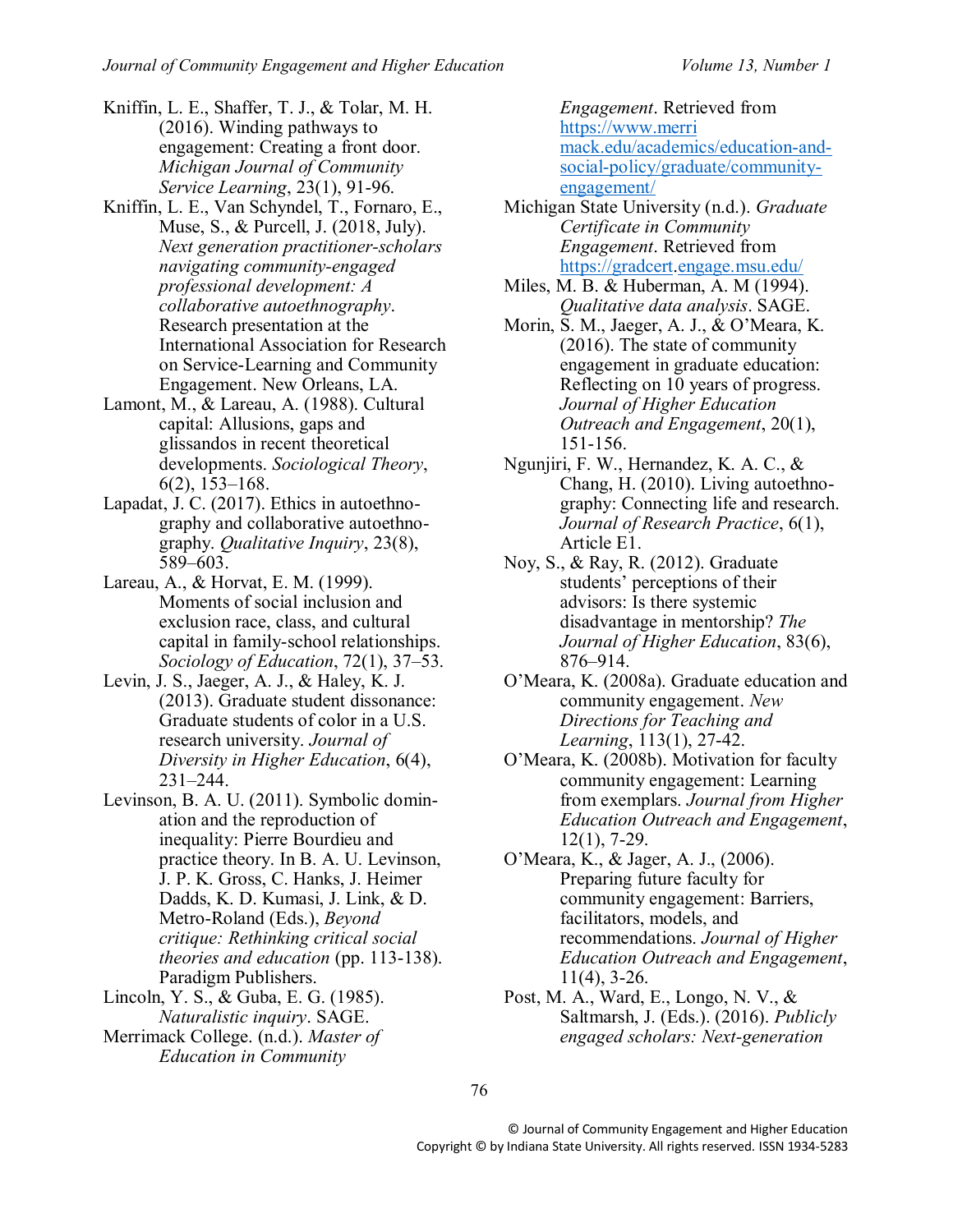Kniffin, L. E., Shaffer, T. J., & Tolar, M. H. (2016). Winding pathways to engagement: Creating a front door. *Michigan Journal of Community Service Learning*, 23(1), 91-96.

Kniffin, L. E., Van Schyndel, T., Fornaro, E., Muse, S., & Purcell, J. (2018, July). *Next generation practitioner-scholars navigating community-engaged professional development: A collaborative autoethnography*. Research presentation at the International Association for Research on Service-Learning and Community Engagement. New Orleans, LA.

Lamont, M., & Lareau, A. (1988). Cultural capital: Allusions, gaps and glissandos in recent theoretical developments. *Sociological Theory*, 6(2), 153–168.

Lapadat, J. C. (2017). Ethics in autoethnography and collaborative autoethnography. *Qualitative Inquiry*, 23(8), 589–603.

Lareau, A., & Horvat, E. M. (1999). Moments of social inclusion and exclusion race, class, and cultural capital in family-school relationships. *Sociology of Education*, 72(1), 37–53.

Levin, J. S., Jaeger, A. J., & Haley, K. J. (2013). Graduate student dissonance: Graduate students of color in a U.S. research university. *Journal of Diversity in Higher Education*, 6(4), 231–244.

Levinson, B. A. U. (2011). Symbolic domination and the reproduction of inequality: Pierre Bourdieu and practice theory. In B. A. U. Levinson, J. P. K. Gross, C. Hanks, J. Heimer Dadds, K. D. Kumasi, J. Link, & D. Metro-Roland (Eds.), *Beyond critique: Rethinking critical social theories and education* (pp. 113-138). Paradigm Publishers.

Lincoln, Y. S., & Guba, E. G. (1985). *Naturalistic inquiry*. SAGE.

Merrimack College. (n.d.). *Master of Education in Community Engagement*. Retrieved from https://www.merrimack.edu/academics/education-and-social-policy/graduate/community-engagement/

Michigan State University (n.d.). *Graduate Certificate in Community Engagement*. Retrieved from https://gradcert.engage.msu.edu/

Miles, M. B. & Huberman, A. M (1994). *Qualitative data analysis*. SAGE.

Morin, S. M., Jaeger, A. J., & O'Meara, K. (2016). The state of community engagement in graduate education: Reflecting on 10 years of progress. *Journal of Higher Education Outreach and Engagement*, 20(1), 151-156.

Ngunjiri, F. W., Hernandez, K. A. C., & Chang, H. (2010). Living autoethnography: Connecting life and research. *Journal of Research Practice*, 6(1), Article E1.

Noy, S., & Ray, R. (2012). Graduate students' perceptions of their advisors: Is there systemic disadvantage in mentorship? *The Journal of Higher Education*, 83(6), 876–914.

O'Meara, K. (2008a). Graduate education and community engagement. *New Directions for Teaching and Learning*, 113(1), 27-42.

O'Meara, K. (2008b). Motivation for faculty community engagement: Learning from exemplars. *Journal from Higher Education Outreach and Engagement*, 12(1), 7-29.

O'Meara, K., & Jager, A. J., (2006). Preparing future faculty for community engagement: Barriers, facilitators, models, and recommendations. *Journal of Higher Education Outreach and Engagement*, 11(4), 3-26.

Post, M. A., Ward, E., Longo, N. V., & Saltmarsh, J. (Eds.). (2016). *Publicly engaged scholars: Next-generation*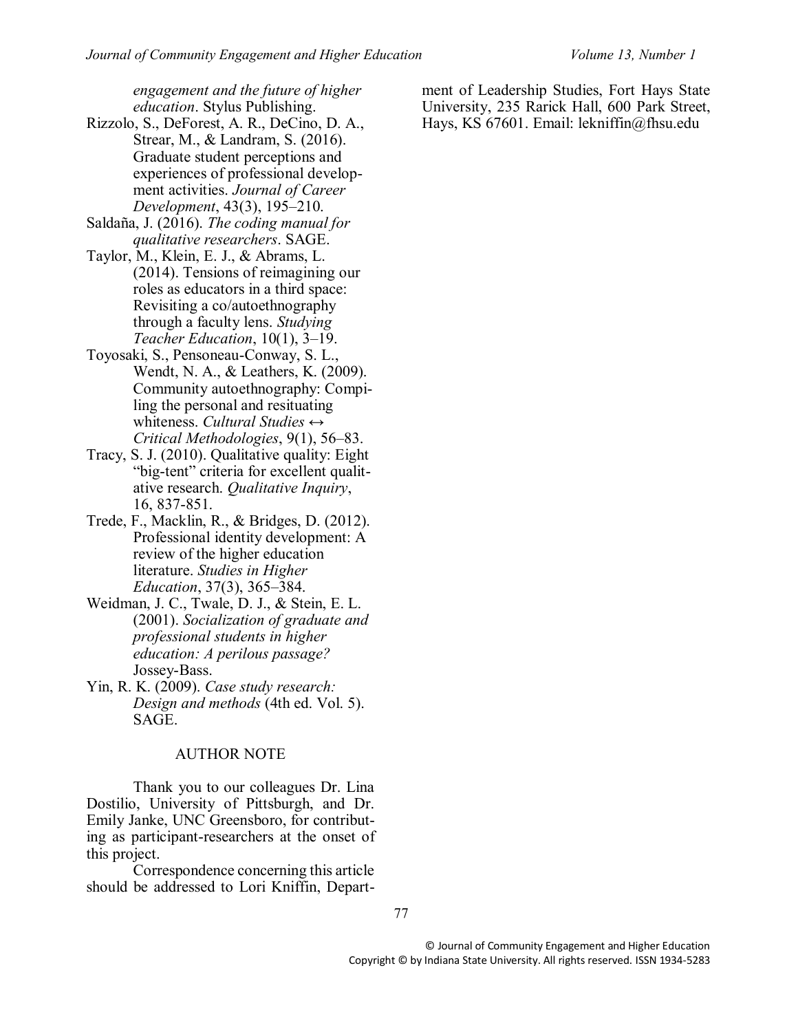*engagement and the future of higher education*. Stylus Publishing.

Rizzolo, S., DeForest, A. R., DeCino, D. A., Strear, M., & Landram, S. (2016). Graduate student perceptions and experiences of professional development activities. *Journal of Career Development*, 43(3), 195–210.

Saldaña, J. (2016). *The coding manual for qualitative researchers*. SAGE.

Taylor, M., Klein, E. J., & Abrams, L. (2014). Tensions of reimagining our roles as educators in a third space: Revisiting a co/autoethnography through a faculty lens. *Studying Teacher Education*, 10(1), 3–19.

Toyosaki, S., Pensoneau-Conway, S. L., Wendt, N. A., & Leathers, K. (2009). Community autoethnography: Compiling the personal and resituating whiteness. *Cultural Studies ↔ Critical Methodologies*, 9(1), 56–83.

Tracy, S. J. (2010). Qualitative quality: Eight "big-tent" criteria for excellent qualitative research. *Qualitative Inquiry*, 16, 837-851.

Trede, F., Macklin, R., & Bridges, D. (2012). Professional identity development: A review of the higher education literature. *Studies in Higher Education*, 37(3), 365–384.

Weidman, J. C., Twale, D. J., & Stein, E. L. (2001). *Socialization of graduate and professional students in higher education: A perilous passage?* Jossey-Bass.

Yin, R. K. (2009). *Case study research: Design and methods* (4th ed. Vol. 5). SAGE.

## AUTHOR NOTE

Thank you to our colleagues Dr. Lina Dostilio, University of Pittsburgh, and Dr. Emily Janke, UNC Greensboro, for contributing as participant-researchers at the onset of this project.

Correspondence concerning this article should be addressed to Lori Kniffin, Department of Leadership Studies, Fort Hays State University, 235 Rarick Hall, 600 Park Street, Hays, KS 67601. Email: lekniffin@fhsu.edu